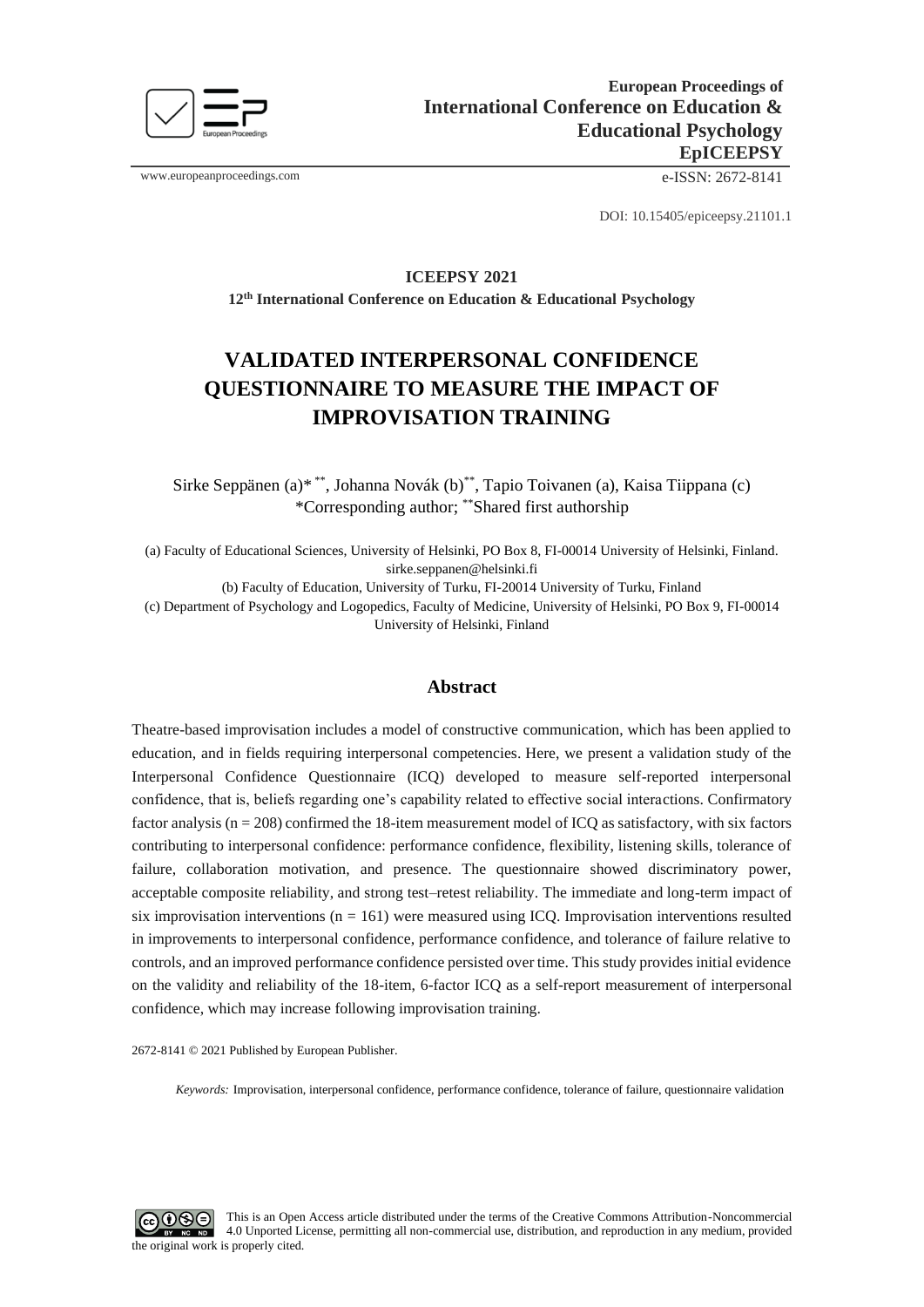**European Proceedings of International Conference on Education & Educational Psychology EpICEEPSY**

www.europeanproceedings.com e-ISSN: 2672-8141

DOI: 10.15405/epiceepsy.21101.1

**ICEEPSY 2021**

**12th International Conference on Education & Educational Psychology**

# VALIDATED INTERPERSONAL CONFIDENCE QUESTIONNAIRE TO MEASURE THE IMPACT OF IMPROVISATION TRAINING

Sirke Seppänen (a)* **, Johanna Novák (b)**, Tapio Toivanen (a), Kaisa Tiippana (c)
*Corresponding author; **Shared first authorship

(a) Faculty of Educational Sciences, University of Helsinki, PO Box 8, FI-00014 University of Helsinki, Finland. sirke.seppanen@helsinki.fi
(b) Faculty of Education, University of Turku, FI-20014 University of Turku, Finland
(c) Department of Psychology and Logopedics, Faculty of Medicine, University of Helsinki, PO Box 9, FI-00014 University of Helsinki, Finland

## Abstract

Theatre-based improvisation includes a model of constructive communication, which has been applied to education, and in fields requiring interpersonal competencies. Here, we present a validation study of the Interpersonal Confidence Questionnaire (ICQ) developed to measure self-reported interpersonal confidence, that is, beliefs regarding one's capability related to effective social interactions. Confirmatory factor analysis ($n = 208$) confirmed the 18-item measurement model of ICQ as satisfactory, with six factors contributing to interpersonal confidence: performance confidence, flexibility, listening skills, tolerance of failure, collaboration motivation, and presence. The questionnaire showed discriminatory power, acceptable composite reliability, and strong test–retest reliability. The immediate and long-term impact of six improvisation interventions ($n = 161$) were measured using ICQ. Improvisation interventions resulted in improvements to interpersonal confidence, performance confidence, and tolerance of failure relative to controls, and an improved performance confidence persisted over time. This study provides initial evidence on the validity and reliability of the 18-item, 6-factor ICQ as a self-report measurement of interpersonal confidence, which may increase following improvisation training.

2672-8141 © 2021 Published by European Publisher.

*Keywords:* Improvisation, interpersonal confidence, performance confidence, tolerance of failure, questionnaire validation

This is an Open Access article distributed under the terms of the Creative Commons Attribution-Noncommercial 4.0 Unported License, permitting all non-commercial use, distribution, and reproduction in any medium, provided the original work is properly cited.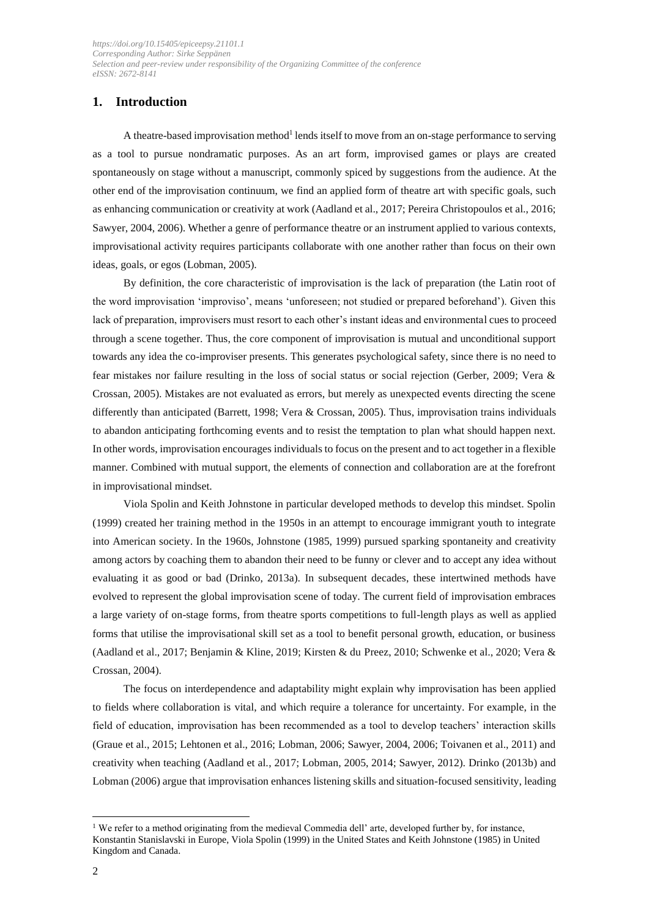## 1. Introduction

A theatre-based improvisation method[1] lends itself to move from an on-stage performance to serving as a tool to pursue nondramatic purposes. As an art form, improvised games or plays are created spontaneously on stage without a manuscript, commonly spiced by suggestions from the audience. At the other end of the improvisation continuum, we find an applied form of theatre art with specific goals, such as enhancing communication or creativity at work (Aadland et al., 2017; Pereira Christopoulos et al., 2016; Sawyer, 2004, 2006). Whether a genre of performance theatre or an instrument applied to various contexts, improvisational activity requires participants collaborate with one another rather than focus on their own ideas, goals, or egos (Lobman, 2005).

By definition, the core characteristic of improvisation is the lack of preparation (the Latin root of the word improvisation 'improviso', means 'unforeseen; not studied or prepared beforehand'). Given this lack of preparation, improvisers must resort to each other's instant ideas and environmental cues to proceed through a scene together. Thus, the core component of improvisation is mutual and unconditional support towards any idea the co-improviser presents. This generates psychological safety, since there is no need to fear mistakes nor failure resulting in the loss of social status or social rejection (Gerber, 2009; Vera & Crossan, 2005). Mistakes are not evaluated as errors, but merely as unexpected events directing the scene differently than anticipated (Barrett, 1998; Vera & Crossan, 2005). Thus, improvisation trains individuals to abandon anticipating forthcoming events and to resist the temptation to plan what should happen next. In other words, improvisation encourages individuals to focus on the present and to act together in a flexible manner. Combined with mutual support, the elements of connection and collaboration are at the forefront in improvisational mindset.

Viola Spolin and Keith Johnstone in particular developed methods to develop this mindset. Spolin (1999) created her training method in the 1950s in an attempt to encourage immigrant youth to integrate into American society. In the 1960s, Johnstone (1985, 1999) pursued sparking spontaneity and creativity among actors by coaching them to abandon their need to be funny or clever and to accept any idea without evaluating it as good or bad (Drinko, 2013a). In subsequent decades, these intertwined methods have evolved to represent the global improvisation scene of today. The current field of improvisation embraces a large variety of on-stage forms, from theatre sports competitions to full-length plays as well as applied forms that utilise the improvisational skill set as a tool to benefit personal growth, education, or business (Aadland et al., 2017; Benjamin & Kline, 2019; Kirsten & du Preez, 2010; Schwenke et al., 2020; Vera & Crossan, 2004).

The focus on interdependence and adaptability might explain why improvisation has been applied to fields where collaboration is vital, and which require a tolerance for uncertainty. For example, in the field of education, improvisation has been recommended as a tool to develop teachers' interaction skills (Graue et al., 2015; Lehtonen et al., 2016; Lobman, 2006; Sawyer, 2004, 2006; Toivanen et al., 2011) and creativity when teaching (Aadland et al., 2017; Lobman, 2005, 2014; Sawyer, 2012). Drinko (2013b) and Lobman (2006) argue that improvisation enhances listening skills and situation-focused sensitivity, leading

[1] We refer to a method originating from the medieval Commedia dell' arte, developed further by, for instance, Konstantin Stanislavski in Europe, Viola Spolin (1999) in the United States and Keith Johnstone (1985) in United Kingdom and Canada.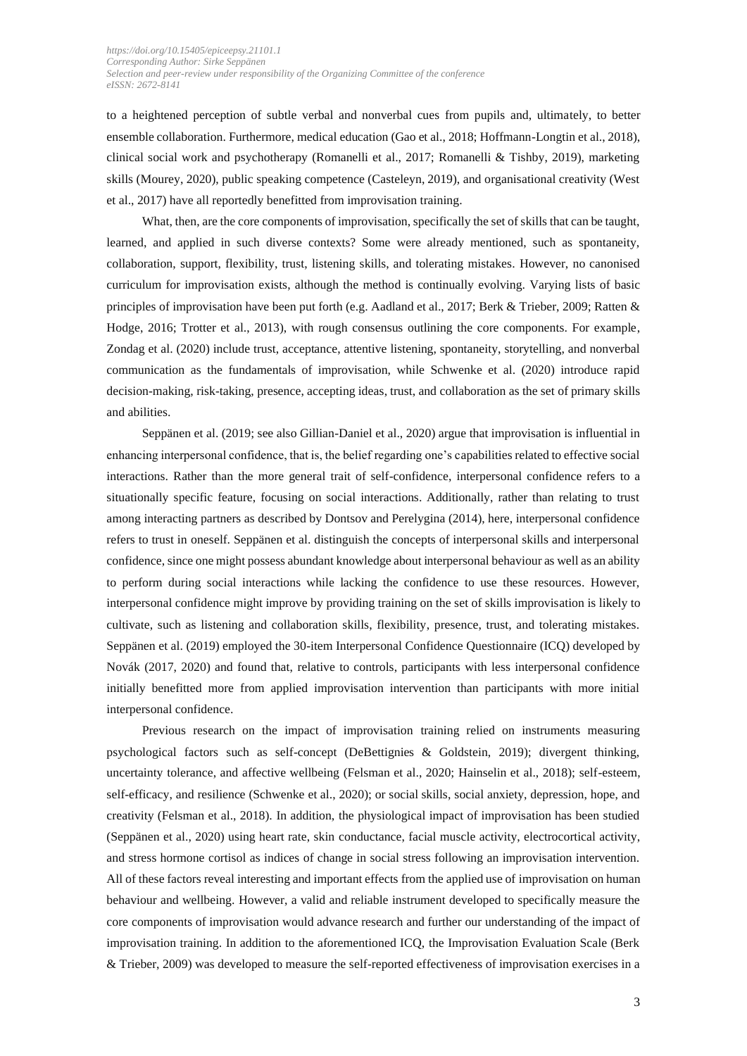to a heightened perception of subtle verbal and nonverbal cues from pupils and, ultimately, to better ensemble collaboration. Furthermore, medical education (Gao et al., 2018; Hoffmann-Longtin et al., 2018), clinical social work and psychotherapy (Romanelli et al., 2017; Romanelli & Tishby, 2019), marketing skills (Mourey, 2020), public speaking competence (Casteleyn, 2019), and organisational creativity (West et al., 2017) have all reportedly benefitted from improvisation training.

What, then, are the core components of improvisation, specifically the set of skills that can be taught, learned, and applied in such diverse contexts? Some were already mentioned, such as spontaneity, collaboration, support, flexibility, trust, listening skills, and tolerating mistakes. However, no canonised curriculum for improvisation exists, although the method is continually evolving. Varying lists of basic principles of improvisation have been put forth (e.g. Aadland et al., 2017; Berk & Trieber, 2009; Ratten & Hodge, 2016; Trotter et al., 2013), with rough consensus outlining the core components. For example, Zondag et al. (2020) include trust, acceptance, attentive listening, spontaneity, storytelling, and nonverbal communication as the fundamentals of improvisation, while Schwenke et al. (2020) introduce rapid decision-making, risk-taking, presence, accepting ideas, trust, and collaboration as the set of primary skills and abilities.

Seppänen et al. (2019; see also Gillian-Daniel et al., 2020) argue that improvisation is influential in enhancing interpersonal confidence, that is, the belief regarding one's capabilities related to effective social interactions. Rather than the more general trait of self-confidence, interpersonal confidence refers to a situationally specific feature, focusing on social interactions. Additionally, rather than relating to trust among interacting partners as described by Dontsov and Perelygina (2014), here, interpersonal confidence refers to trust in oneself. Seppänen et al. distinguish the concepts of interpersonal skills and interpersonal confidence, since one might possess abundant knowledge about interpersonal behaviour as well as an ability to perform during social interactions while lacking the confidence to use these resources. However, interpersonal confidence might improve by providing training on the set of skills improvisation is likely to cultivate, such as listening and collaboration skills, flexibility, presence, trust, and tolerating mistakes. Seppänen et al. (2019) employed the 30-item Interpersonal Confidence Questionnaire (ICQ) developed by Novák (2017, 2020) and found that, relative to controls, participants with less interpersonal confidence initially benefitted more from applied improvisation intervention than participants with more initial interpersonal confidence.

Previous research on the impact of improvisation training relied on instruments measuring psychological factors such as self-concept (DeBettignies & Goldstein, 2019); divergent thinking, uncertainty tolerance, and affective wellbeing (Felsman et al., 2020; Hainselin et al., 2018); self-esteem, self-efficacy, and resilience (Schwenke et al., 2020); or social skills, social anxiety, depression, hope, and creativity (Felsman et al., 2018). In addition, the physiological impact of improvisation has been studied (Seppänen et al., 2020) using heart rate, skin conductance, facial muscle activity, electrocortical activity, and stress hormone cortisol as indices of change in social stress following an improvisation intervention. All of these factors reveal interesting and important effects from the applied use of improvisation on human behaviour and wellbeing. However, a valid and reliable instrument developed to specifically measure the core components of improvisation would advance research and further our understanding of the impact of improvisation training. In addition to the aforementioned ICQ, the Improvisation Evaluation Scale (Berk & Trieber, 2009) was developed to measure the self-reported effectiveness of improvisation exercises in a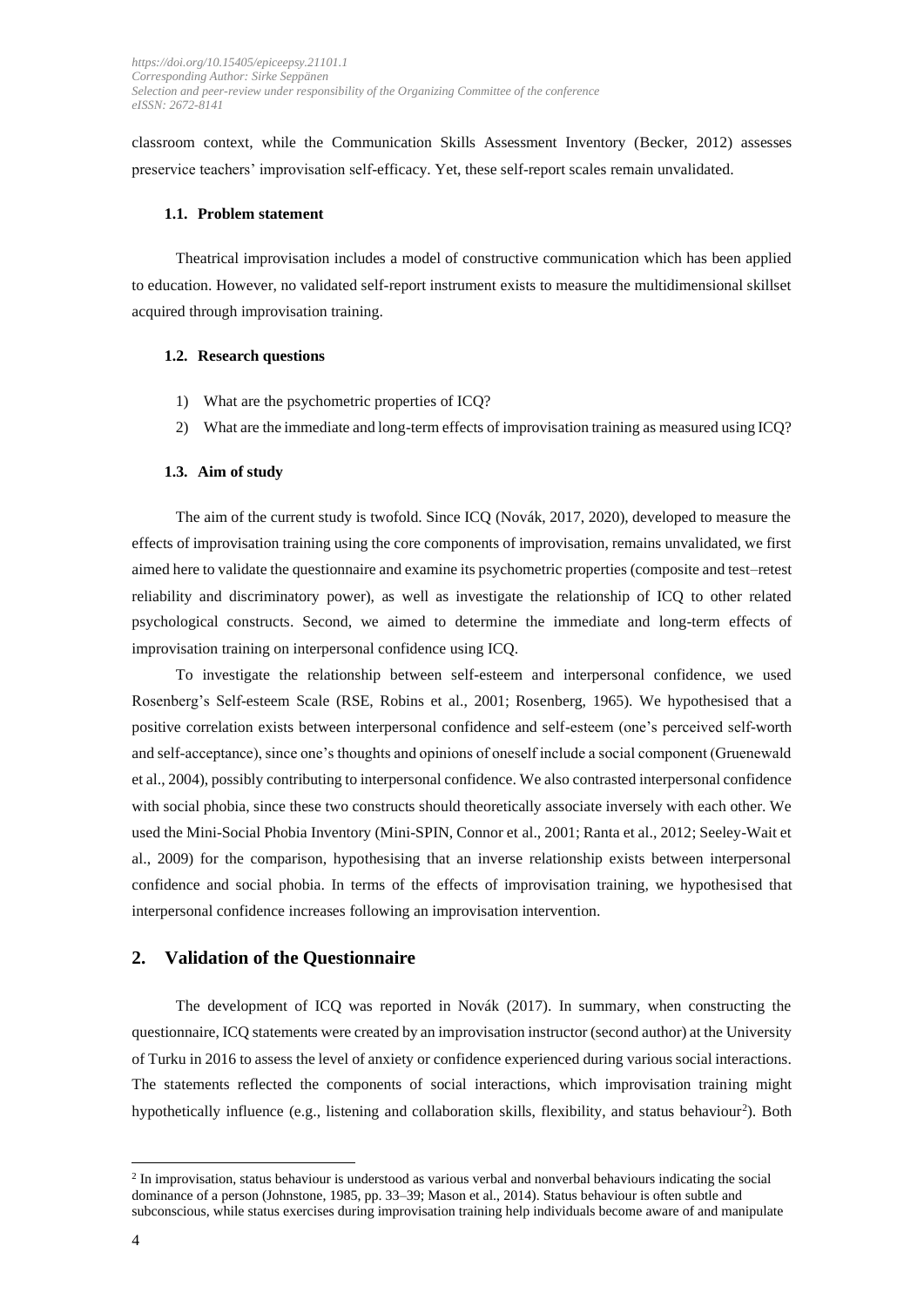classroom context, while the Communication Skills Assessment Inventory (Becker, 2012) assesses preservice teachers' improvisation self-efficacy. Yet, these self-report scales remain unvalidated.

### 1.1. Problem statement

Theatrical improvisation includes a model of constructive communication which has been applied to education. However, no validated self-report instrument exists to measure the multidimensional skillset acquired through improvisation training.

### 1.2. Research questions

1) What are the psychometric properties of ICQ?
2) What are the immediate and long-term effects of improvisation training as measured using ICQ?

### 1.3. Aim of study

The aim of the current study is twofold. Since ICQ (Novák, 2017, 2020), developed to measure the effects of improvisation training using the core components of improvisation, remains unvalidated, we first aimed here to validate the questionnaire and examine its psychometric properties (composite and test–retest reliability and discriminatory power), as well as investigate the relationship of ICQ to other related psychological constructs. Second, we aimed to determine the immediate and long-term effects of improvisation training on interpersonal confidence using ICQ.

To investigate the relationship between self-esteem and interpersonal confidence, we used Rosenberg's Self-esteem Scale (RSE, Robins et al., 2001; Rosenberg, 1965). We hypothesised that a positive correlation exists between interpersonal confidence and self-esteem (one's perceived self-worth and self-acceptance), since one's thoughts and opinions of oneself include a social component (Gruenewald et al., 2004), possibly contributing to interpersonal confidence. We also contrasted interpersonal confidence with social phobia, since these two constructs should theoretically associate inversely with each other. We used the Mini-Social Phobia Inventory (Mini-SPIN, Connor et al., 2001; Ranta et al., 2012; Seeley-Wait et al., 2009) for the comparison, hypothesising that an inverse relationship exists between interpersonal confidence and social phobia. In terms of the effects of improvisation training, we hypothesised that interpersonal confidence increases following an improvisation intervention.

## 2. Validation of the Questionnaire

The development of ICQ was reported in Novák (2017). In summary, when constructing the questionnaire, ICQ statements were created by an improvisation instructor (second author) at the University of Turku in 2016 to assess the level of anxiety or confidence experienced during various social interactions. The statements reflected the components of social interactions, which improvisation training might hypothetically influence (e.g., listening and collaboration skills, flexibility, and status behaviour[2]). Both

[2] In improvisation, status behaviour is understood as various verbal and nonverbal behaviours indicating the social dominance of a person (Johnstone, 1985, pp. 33–39; Mason et al., 2014). Status behaviour is often subtle and subconscious, while status exercises during improvisation training help individuals become aware of and manipulate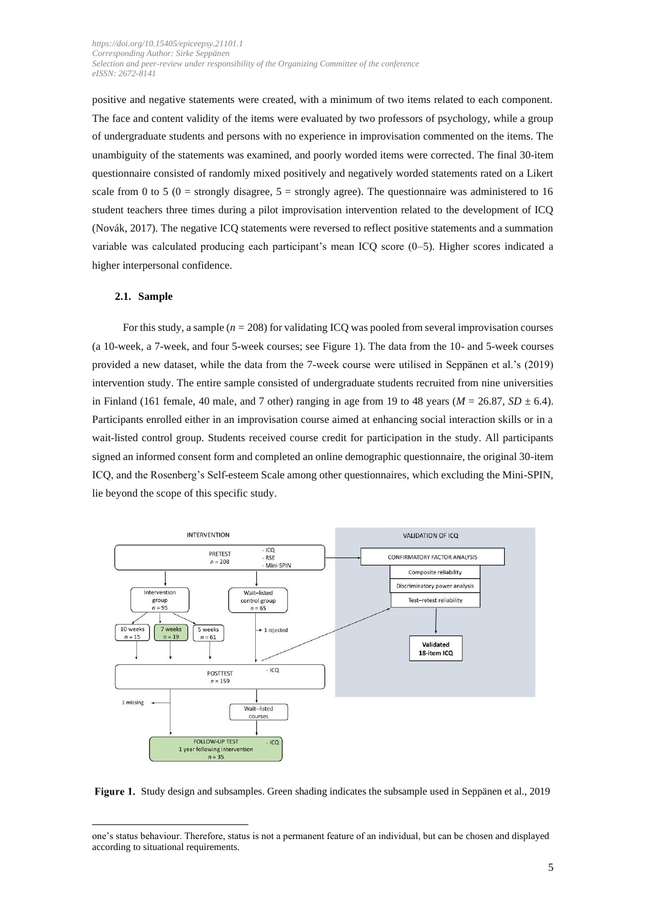positive and negative statements were created, with a minimum of two items related to each component. The face and content validity of the items were evaluated by two professors of psychology, while a group of undergraduate students and persons with no experience in improvisation commented on the items. The unambiguity of the statements was examined, and poorly worded items were corrected. The final 30-item questionnaire consisted of randomly mixed positively and negatively worded statements rated on a Likert scale from 0 to 5 (0 = strongly disagree, 5 = strongly agree). The questionnaire was administered to 16 student teachers three times during a pilot improvisation intervention related to the development of ICQ (Novák, 2017). The negative ICQ statements were reversed to reflect positive statements and a summation variable was calculated producing each participant's mean ICQ score (0–5). Higher scores indicated a higher interpersonal confidence.

### 2.1. Sample

For this study, a sample ($n$ = 208) for validating ICQ was pooled from several improvisation courses (a 10-week, a 7-week, and four 5-week courses; see Figure 1). The data from the 10- and 5-week courses provided a new dataset, while the data from the 7-week course were utilised in Seppänen et al.'s (2019) intervention study. The entire sample consisted of undergraduate students recruited from nine universities in Finland (161 female, 40 male, and 7 other) ranging in age from 19 to 48 years ($M$ = 26.87, $SD$ ± 6.4). Participants enrolled either in an improvisation course aimed at enhancing social interaction skills or in a wait-listed control group. Students received course credit for participation in the study. All participants signed an informed consent form and completed an online demographic questionnaire, the original 30-item ICQ, and the Rosenberg's Self-esteem Scale among other questionnaires, which excluding the Mini-SPIN, lie beyond the scope of this specific study.

**Figure 1.** Study design and subsamples. Green shading indicates the subsample used in Seppänen et al., 2019

one's status behaviour. Therefore, status is not a permanent feature of an individual, but can be chosen and displayed according to situational requirements.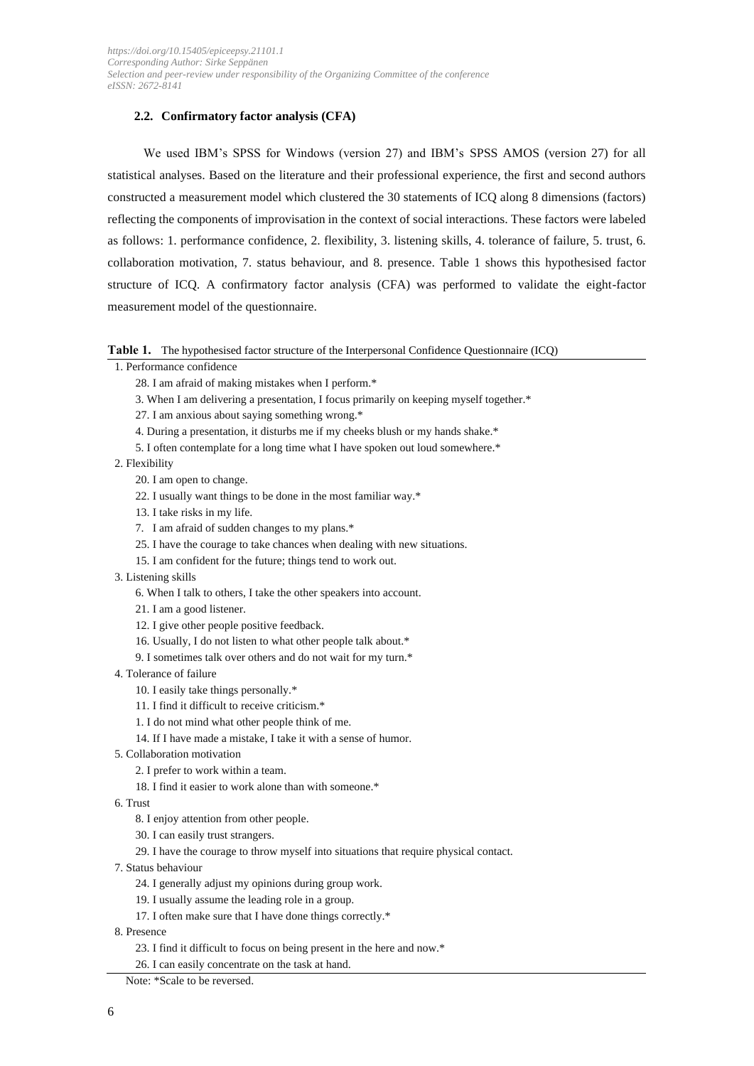### 2.2. Confirmatory factor analysis (CFA)

We used IBM's SPSS for Windows (version 27) and IBM's SPSS AMOS (version 27) for all statistical analyses. Based on the literature and their professional experience, the first and second authors constructed a measurement model which clustered the 30 statements of ICQ along 8 dimensions (factors) reflecting the components of improvisation in the context of social interactions. These factors were labeled as follows: 1. performance confidence, 2. flexibility, 3. listening skills, 4. tolerance of failure, 5. trust, 6. collaboration motivation, 7. status behaviour, and 8. presence. Table 1 shows this hypothesised factor structure of ICQ. A confirmatory factor analysis (CFA) was performed to validate the eight-factor measurement model of the questionnaire.

**Table 1.** The hypothesised factor structure of the Interpersonal Confidence Questionnaire (ICQ)

1. Performance confidence
    - 28. I am afraid of making mistakes when I perform.*
    - 3. When I am delivering a presentation, I focus primarily on keeping myself together.*
    - 27. I am anxious about saying something wrong.*
    - 4. During a presentation, it disturbs me if my cheeks blush or my hands shake.*
    - 5. I often contemplate for a long time what I have spoken out loud somewhere.*
2. Flexibility
    - 20. I am open to change.
    - 22. I usually want things to be done in the most familiar way.*
    - 13. I take risks in my life.
    - 7. I am afraid of sudden changes to my plans.*
    - 25. I have the courage to take chances when dealing with new situations.
    - 15. I am confident for the future; things tend to work out.
3. Listening skills
    - 6. When I talk to others, I take the other speakers into account.
    - 21. I am a good listener.
    - 12. I give other people positive feedback.
    - 16. Usually, I do not listen to what other people talk about.*
    - 9. I sometimes talk over others and do not wait for my turn.*
4. Tolerance of failure
    - 10. I easily take things personally.*
    - 11. I find it difficult to receive criticism.*
    - 1. I do not mind what other people think of me.
    - 14. If I have made a mistake, I take it with a sense of humor.
5. Collaboration motivation
    - 2. I prefer to work within a team.
    - 18. I find it easier to work alone than with someone.*
6. Trust
    - 8. I enjoy attention from other people.
    - 30. I can easily trust strangers.
    - 29. I have the courage to throw myself into situations that require physical contact.
7. Status behaviour
    - 24. I generally adjust my opinions during group work.
    - 19. I usually assume the leading role in a group.
    - 17. I often make sure that I have done things correctly.*
8. Presence
    - 23. I find it difficult to focus on being present in the here and now.*
    - 26. I can easily concentrate on the task at hand.

Note: *Scale to be reversed.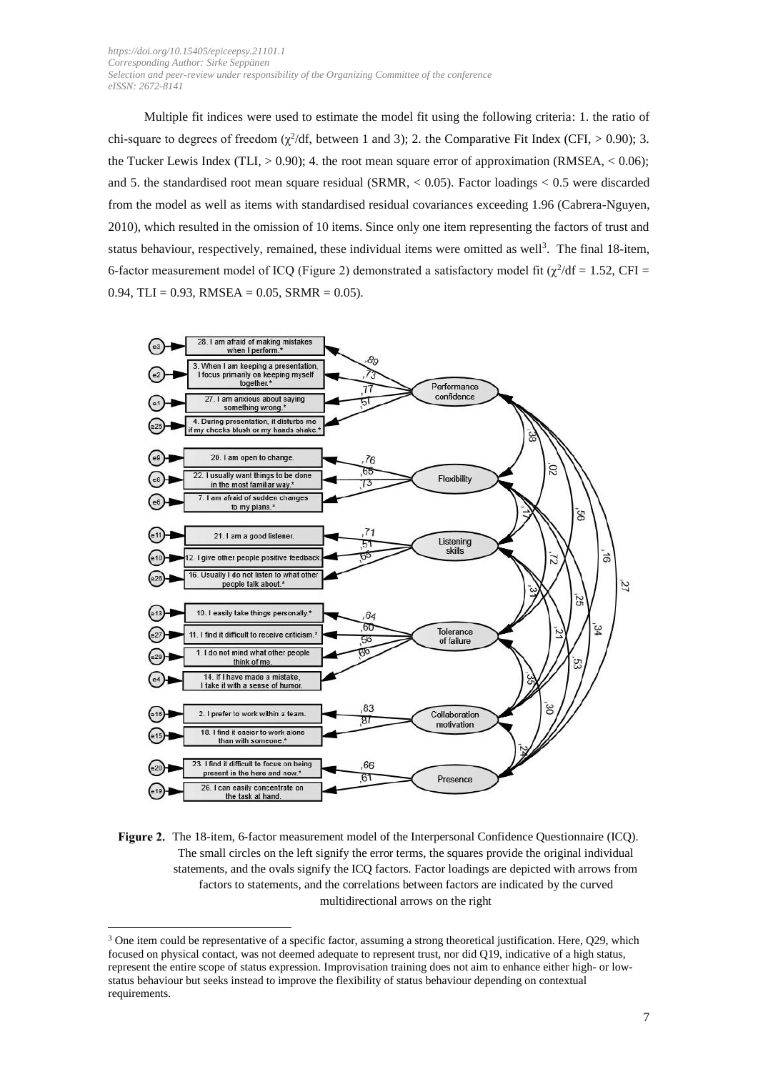Multiple fit indices were used to estimate the model fit using the following criteria: 1. the ratio of chi-square to degrees of freedom ($\chi^2$/df, between 1 and 3); 2. the Comparative Fit Index (CFI, > 0.90); 3. the Tucker Lewis Index (TLI, > 0.90); 4. the root mean square error of approximation (RMSEA, < 0.06); and 5. the standardised root mean square residual (SRMR, < 0.05). Factor loadings < 0.5 were discarded from the model as well as items with standardised residual covariances exceeding 1.96 (Cabrera-Nguyen, 2010), which resulted in the omission of 10 items. Since only one item representing the factors of trust and status behaviour, respectively, remained, these individual items were omitted as well[3]. The final 18-item, 6-factor measurement model of ICQ (Figure 2) demonstrated a satisfactory model fit ($\chi^2$/df = 1.52, CFI = 0.94, TLI = 0.93, RMSEA = 0.05, SRMR = 0.05).

**Figure 2.** The 18-item, 6-factor measurement model of the Interpersonal Confidence Questionnaire (ICQ). The small circles on the left signify the error terms, the squares provide the original individual statements, and the ovals signify the ICQ factors. Factor loadings are depicted with arrows from factors to statements, and the correlations between factors are indicated by the curved multidirectional arrows on the right

---

[3] One item could be representative of a specific factor, assuming a strong theoretical justification. Here, Q29, which focused on physical contact, was not deemed adequate to represent trust, nor did Q19, indicative of a high status, represent the entire scope of status expression. Improvisation training does not aim to enhance either high- or low-status behaviour but seeks instead to improve the flexibility of status behaviour depending on contextual requirements.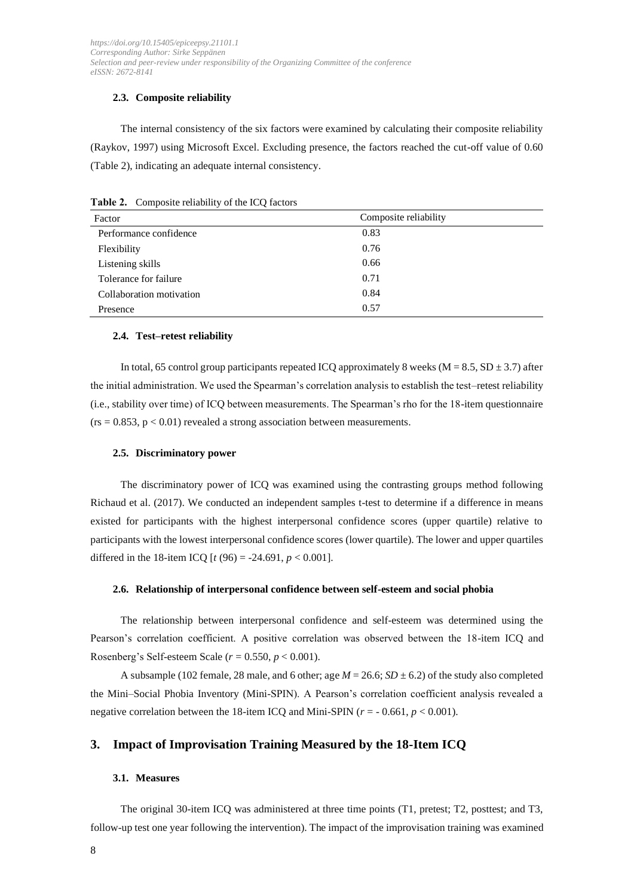### 2.3. Composite reliability

The internal consistency of the six factors were examined by calculating their composite reliability (Raykov, 1997) using Microsoft Excel. Excluding presence, the factors reached the cut-off value of 0.60 (Table 2), indicating an adequate internal consistency.

**Table 2.** Composite reliability of the ICQ factors

| Factor | Composite reliability |
|---|---|
| Performance confidence | 0.83 |
| Flexibility | 0.76 |
| Listening skills | 0.66 |
| Tolerance for failure | 0.71 |
| Collaboration motivation | 0.84 |
| Presence | 0.57 |

### 2.4. Test–retest reliability

In total, 65 control group participants repeated ICQ approximately 8 weeks (M = 8.5, SD ± 3.7) after the initial administration. We used the Spearman's correlation analysis to establish the test–retest reliability (i.e., stability over time) of ICQ between measurements. The Spearman's rho for the 18-item questionnaire ($r_s = 0.853$, $p < 0.01$) revealed a strong association between measurements.

### 2.5. Discriminatory power

The discriminatory power of ICQ was examined using the contrasting groups method following Richaud et al. (2017). We conducted an independent samples t-test to determine if a difference in means existed for participants with the highest interpersonal confidence scores (upper quartile) relative to participants with the lowest interpersonal confidence scores (lower quartile). The lower and upper quartiles differed in the 18-item ICQ [$t$ (96) = -24.691, $p < 0.001$].

### 2.6. Relationship of interpersonal confidence between self-esteem and social phobia

The relationship between interpersonal confidence and self-esteem was determined using the Pearson's correlation coefficient. A positive correlation was observed between the 18-item ICQ and Rosenberg's Self-esteem Scale ($r = 0.550$, $p < 0.001$).

A subsample (102 female, 28 male, and 6 other; age $M = 26.6$; $SD \pm 6.2$) of the study also completed the Mini–Social Phobia Inventory (Mini-SPIN). A Pearson's correlation coefficient analysis revealed a negative correlation between the 18-item ICQ and Mini-SPIN ($r = -0.661$, $p < 0.001$).

## 3. Impact of Improvisation Training Measured by the 18-Item ICQ

### 3.1. Measures

The original 30-item ICQ was administered at three time points (T1, pretest; T2, posttest; and T3, follow-up test one year following the intervention). The impact of the improvisation training was examined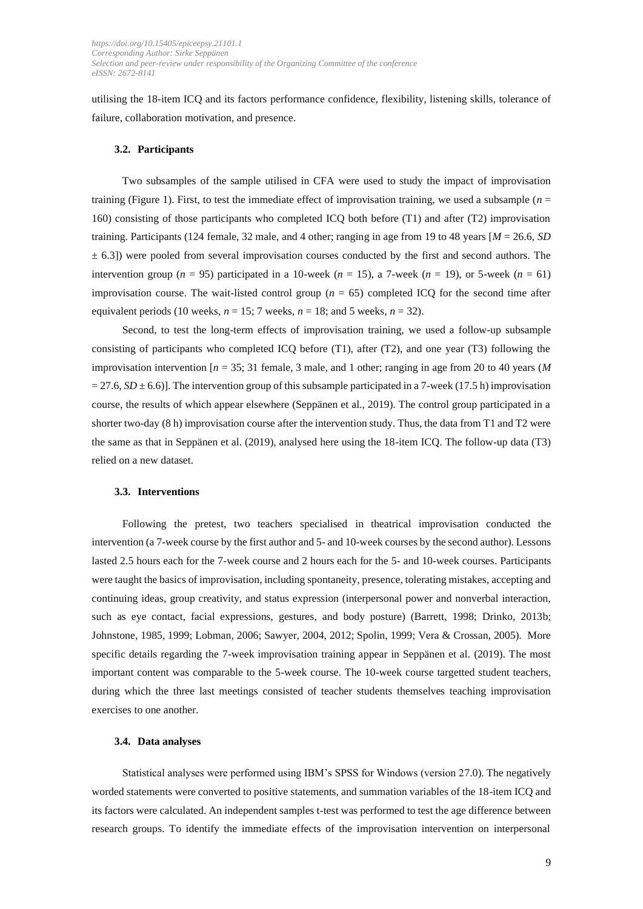utilising the 18-item ICQ and its factors performance confidence, flexibility, listening skills, tolerance of failure, collaboration motivation, and presence.

### 3.2. Participants

Two subsamples of the sample utilised in CFA were used to study the impact of improvisation training (Figure 1). First, to test the immediate effect of improvisation training, we used a subsample ($n$ = 160) consisting of those participants who completed ICQ both before (T1) and after (T2) improvisation training. Participants (124 female, 32 male, and 4 other; ranging in age from 19 to 48 years [$M$ = 26.6, $SD$ ± 6.3]) were pooled from several improvisation courses conducted by the first and second authors. The intervention group ($n$ = 95) participated in a 10-week ($n$ = 15), a 7-week ($n$ = 19), or 5-week ($n$ = 61) improvisation course. The wait-listed control group ($n$ = 65) completed ICQ for the second time after equivalent periods (10 weeks, $n$ = 15; 7 weeks, $n$ = 18; and 5 weeks, $n$ = 32).

Second, to test the long-term effects of improvisation training, we used a follow-up subsample consisting of participants who completed ICQ before (T1), after (T2), and one year (T3) following the improvisation intervention [$n$ = 35; 31 female, 3 male, and 1 other; ranging in age from 20 to 40 years ($M$ = 27.6, $SD$ ± 6.6)]. The intervention group of this subsample participated in a 7-week (17.5 h) improvisation course, the results of which appear elsewhere (Seppänen et al., 2019). The control group participated in a shorter two-day (8 h) improvisation course after the intervention study. Thus, the data from T1 and T2 were the same as that in Seppänen et al. (2019), analysed here using the 18-item ICQ. The follow-up data (T3) relied on a new dataset.

### 3.3. Interventions

Following the pretest, two teachers specialised in theatrical improvisation conducted the intervention (a 7-week course by the first author and 5- and 10-week courses by the second author). Lessons lasted 2.5 hours each for the 7-week course and 2 hours each for the 5- and 10-week courses. Participants were taught the basics of improvisation, including spontaneity, presence, tolerating mistakes, accepting and continuing ideas, group creativity, and status expression (interpersonal power and nonverbal interaction, such as eye contact, facial expressions, gestures, and body posture) (Barrett, 1998; Drinko, 2013b; Johnstone, 1985, 1999; Lobman, 2006; Sawyer, 2004, 2012; Spolin, 1999; Vera & Crossan, 2005). More specific details regarding the 7-week improvisation training appear in Seppänen et al. (2019). The most important content was comparable to the 5-week course. The 10-week course targetted student teachers, during which the three last meetings consisted of teacher students themselves teaching improvisation exercises to one another.

### 3.4. Data analyses

Statistical analyses were performed using IBM's SPSS for Windows (version 27.0). The negatively worded statements were converted to positive statements, and summation variables of the 18-item ICQ and its factors were calculated. An independent samples t-test was performed to test the age difference between research groups. To identify the immediate effects of the improvisation intervention on interpersonal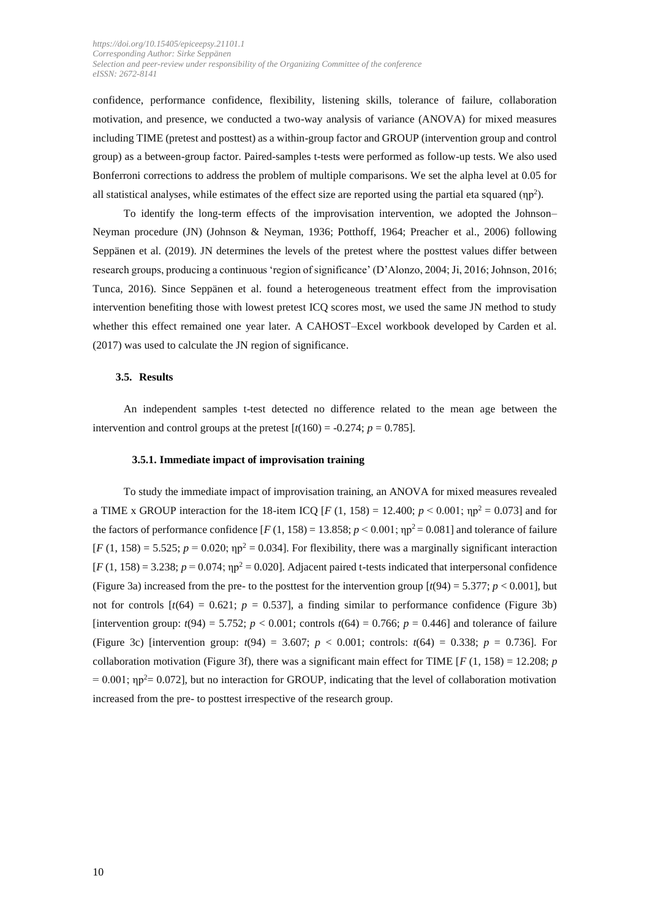confidence, performance confidence, flexibility, listening skills, tolerance of failure, collaboration motivation, and presence, we conducted a two-way analysis of variance (ANOVA) for mixed measures including TIME (pretest and posttest) as a within-group factor and GROUP (intervention group and control group) as a between-group factor. Paired-samples t-tests were performed as follow-up tests. We also used Bonferroni corrections to address the problem of multiple comparisons. We set the alpha level at 0.05 for all statistical analyses, while estimates of the effect size are reported using the partial eta squared ($\eta p^2$).

To identify the long-term effects of the improvisation intervention, we adopted the Johnson–Neyman procedure (JN) (Johnson & Neyman, 1936; Potthoff, 1964; Preacher et al., 2006) following Seppänen et al. (2019). JN determines the levels of the pretest where the posttest values differ between research groups, producing a continuous 'region of significance' (D'Alonzo, 2004; Ji, 2016; Johnson, 2016; Tunca, 2016). Since Seppänen et al. found a heterogeneous treatment effect from the improvisation intervention benefiting those with lowest pretest ICQ scores most, we used the same JN method to study whether this effect remained one year later. A CAHOST–Excel workbook developed by Carden et al. (2017) was used to calculate the JN region of significance.

### 3.5. Results

An independent samples t-test detected no difference related to the mean age between the intervention and control groups at the pretest [$t(160) = -0.274$; $p = 0.785$].

#### 3.5.1. Immediate impact of improvisation training

To study the immediate impact of improvisation training, an ANOVA for mixed measures revealed a TIME x GROUP interaction for the 18-item ICQ [$F\ (1, 158) = 12.400$; $p < 0.001$; $\eta p^2 = 0.073$] and for the factors of performance confidence [$F\ (1, 158) = 13.858$; $p < 0.001$; $\eta p^2 = 0.081$] and tolerance of failure [$F\ (1, 158) = 5.525$; $p = 0.020$; $\eta p^2 = 0.034$]. For flexibility, there was a marginally significant interaction [$F\ (1, 158) = 3.238$; $p = 0.074$; $\eta p^2 = 0.020$]. Adjacent paired t-tests indicated that interpersonal confidence (Figure 3a) increased from the pre- to the posttest for the intervention group [$t(94) = 5.377$; $p < 0.001$], but not for controls [$t(64) = 0.621$; $p = 0.537$], a finding similar to performance confidence (Figure 3b) [intervention group: $t(94) = 5.752$; $p < 0.001$; controls $t(64) = 0.766$; $p = 0.446$] and tolerance of failure (Figure 3c) [intervention group: $t(94) = 3.607$; $p < 0.001$; controls: $t(64) = 0.338$; $p = 0.736$]. For collaboration motivation (Figure 3f), there was a significant main effect for TIME [$F\ (1, 158) = 12.208$; $p = 0.001$; $\eta p^2 = 0.072$], but no interaction for GROUP, indicating that the level of collaboration motivation increased from the pre- to posttest irrespective of the research group.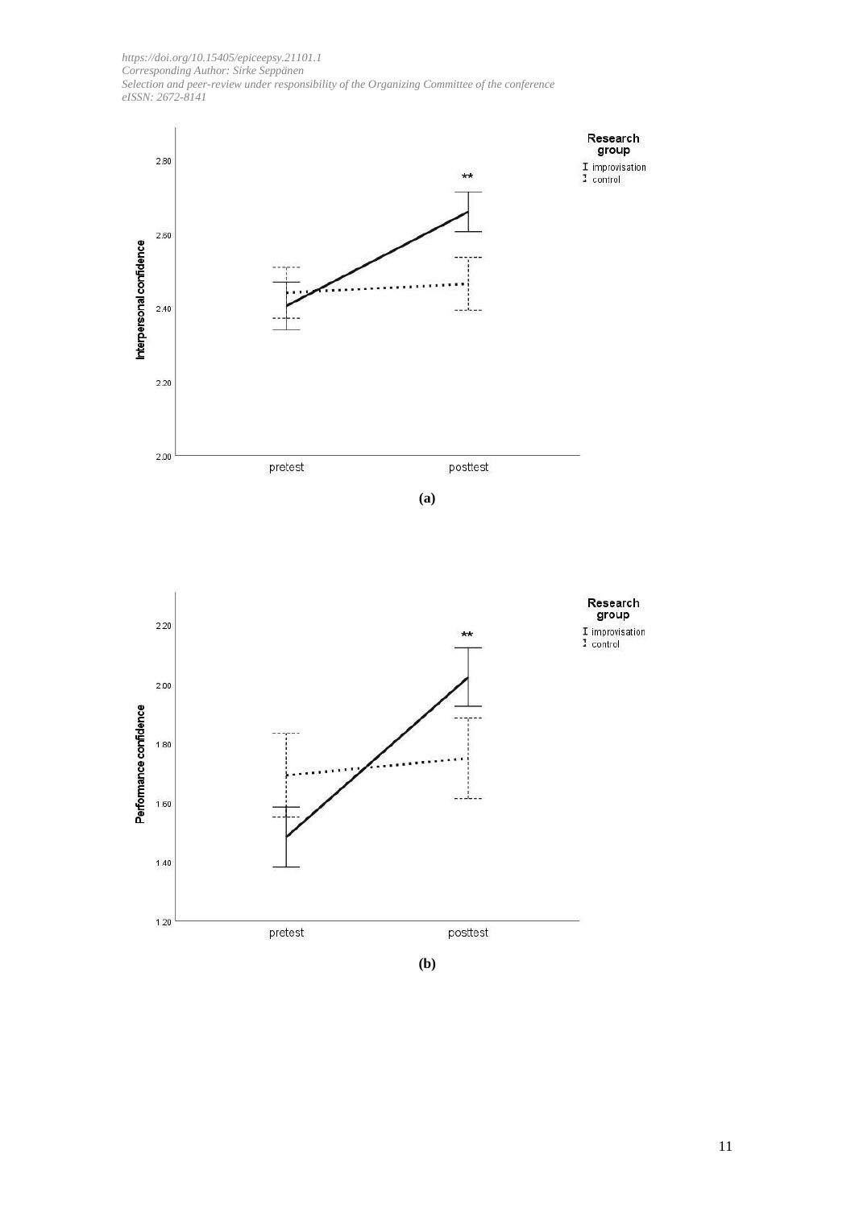(a)

(b)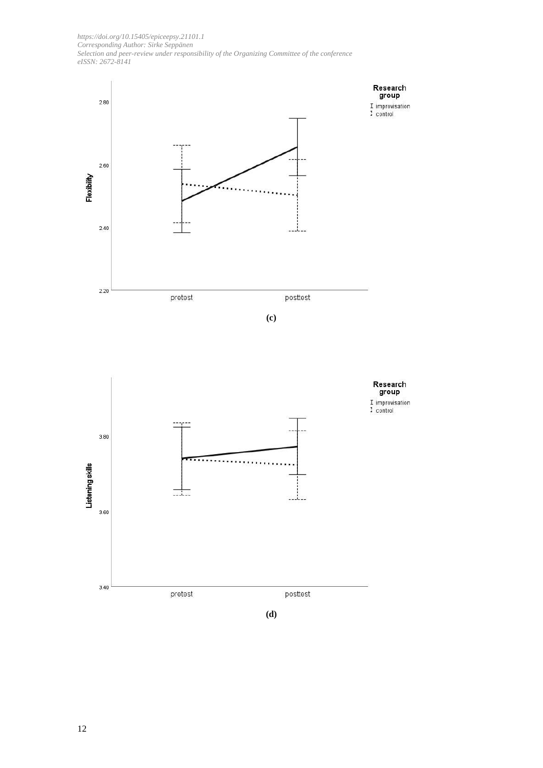(c)

(d)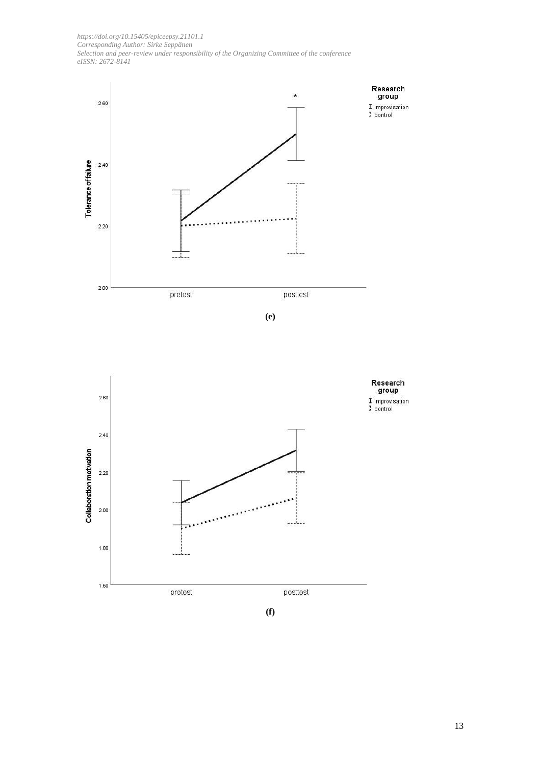(e)

(f)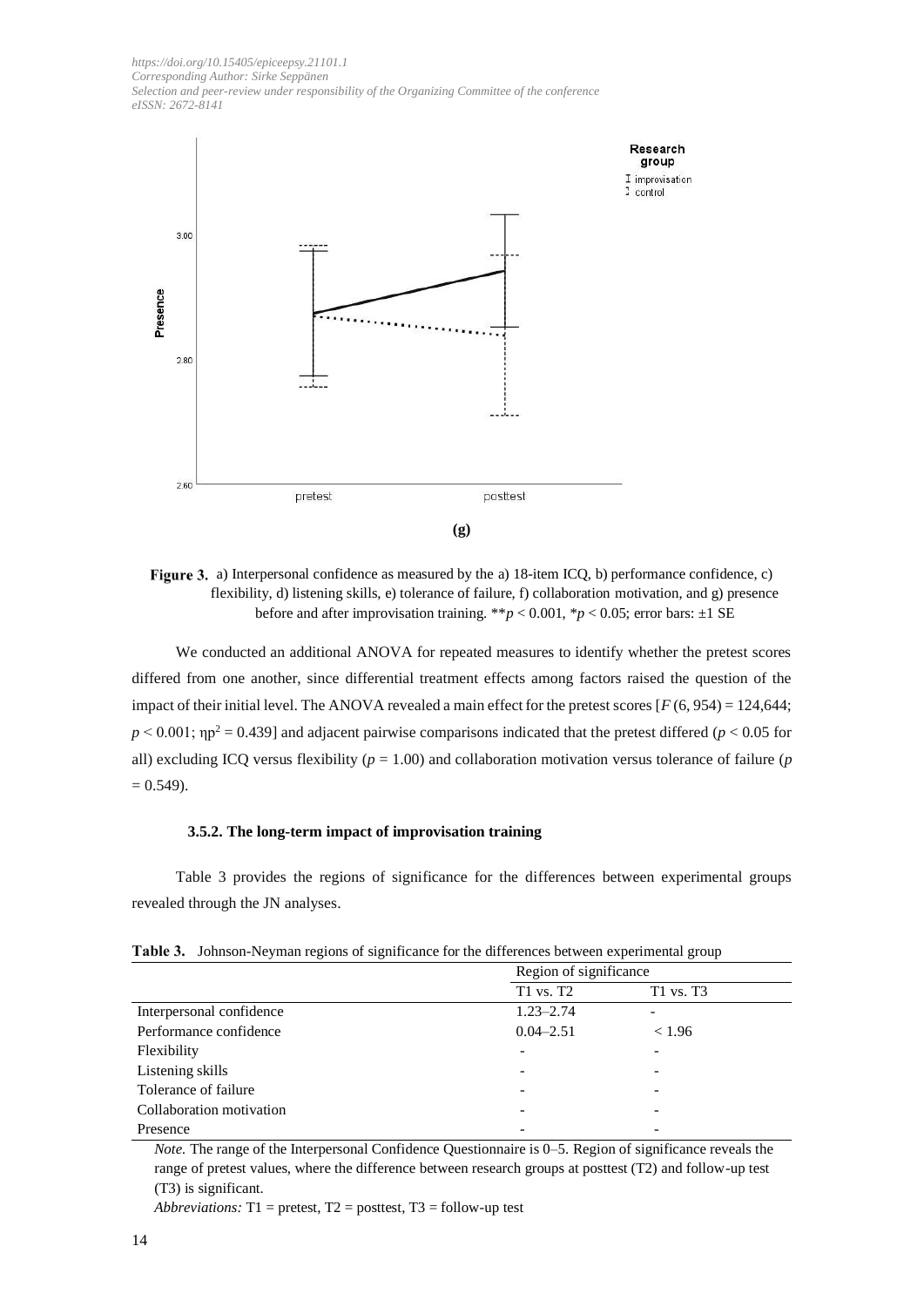**(g)**

**Figure 3.** a) Interpersonal confidence as measured by the a) 18-item ICQ, b) performance confidence, c) flexibility, d) listening skills, e) tolerance of failure, f) collaboration motivation, and g) presence before and after improvisation training. $^{**}p < 0.001$, $^{*}p < 0.05$; error bars: ±1 SE

We conducted an additional ANOVA for repeated measures to identify whether the pretest scores differed from one another, since differential treatment effects among factors raised the question of the impact of their initial level. The ANOVA revealed a main effect for the pretest scores [$F\,(6, 954) = 124{,}644$; $p < 0.001$; $\eta p^2 = 0.439$] and adjacent pairwise comparisons indicated that the pretest differed ($p < 0.05$ for all) excluding ICQ versus flexibility ($p = 1.00$) and collaboration motivation versus tolerance of failure ($p = 0.549$).

### 3.5.2. The long-term impact of improvisation training

Table 3 provides the regions of significance for the differences between experimental groups revealed through the JN analyses.

**Table 3.** Johnson-Neyman regions of significance for the differences between experimental group

| | Region of significance | |
|---|---|---|
| | T1 vs. T2 | T1 vs. T3 |
| Interpersonal confidence | 1.23–2.74 | - |
| Performance confidence | 0.04–2.51 | < 1.96 |
| Flexibility | - | - |
| Listening skills | - | - |
| Tolerance of failure | - | - |
| Collaboration motivation | - | - |
| Presence | - | - |

*Note.* The range of the Interpersonal Confidence Questionnaire is 0–5. Region of significance reveals the range of pretest values, where the difference between research groups at posttest (T2) and follow-up test (T3) is significant.

*Abbreviations:* T1 = pretest, T2 = posttest, T3 = follow-up test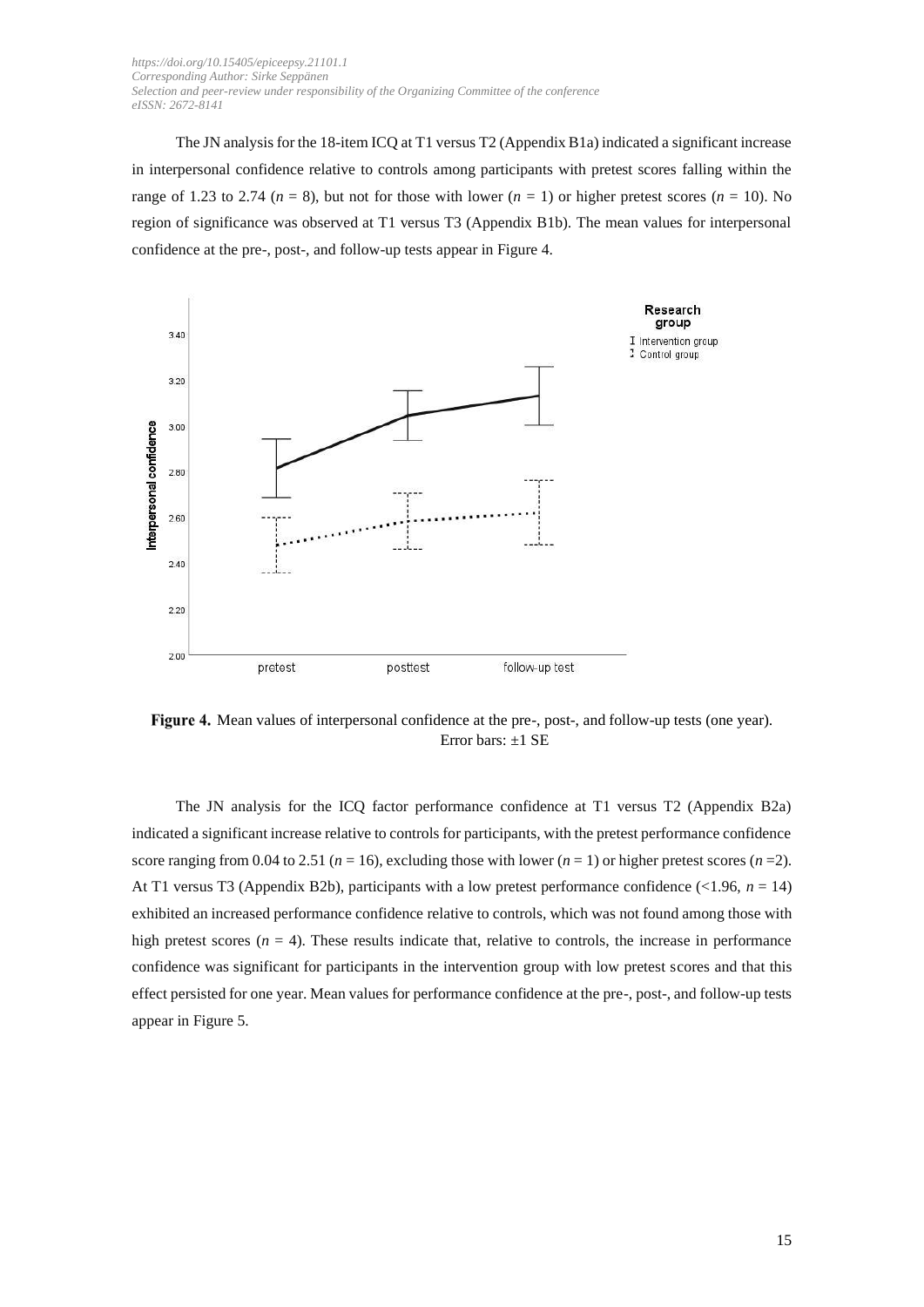The JN analysis for the 18-item ICQ at T1 versus T2 (Appendix B1a) indicated a significant increase in interpersonal confidence relative to controls among participants with pretest scores falling within the range of 1.23 to 2.74 ($n$ = 8), but not for those with lower ($n$ = 1) or higher pretest scores ($n$ = 10). No region of significance was observed at T1 versus T3 (Appendix B1b). The mean values for interpersonal confidence at the pre-, post-, and follow-up tests appear in Figure 4.

**Figure 4.** Mean values of interpersonal confidence at the pre-, post-, and follow-up tests (one year). Error bars: ±1 SE

The JN analysis for the ICQ factor performance confidence at T1 versus T2 (Appendix B2a) indicated a significant increase relative to controls for participants, with the pretest performance confidence score ranging from 0.04 to 2.51 ($n$ = 16), excluding those with lower ($n$ = 1) or higher pretest scores ($n$ =2). At T1 versus T3 (Appendix B2b), participants with a low pretest performance confidence (<1.96, $n$ = 14) exhibited an increased performance confidence relative to controls, which was not found among those with high pretest scores ($n$ = 4). These results indicate that, relative to controls, the increase in performance confidence was significant for participants in the intervention group with low pretest scores and that this effect persisted for one year. Mean values for performance confidence at the pre-, post-, and follow-up tests appear in Figure 5.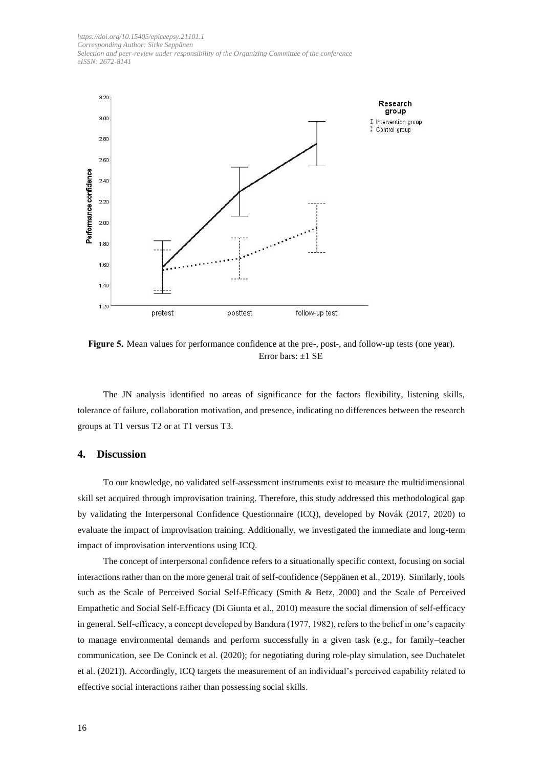Figure 5. Mean values for performance confidence at the pre-, post-, and follow-up tests (one year). Error bars: ±1 SE

The JN analysis identified no areas of significance for the factors flexibility, listening skills, tolerance of failure, collaboration motivation, and presence, indicating no differences between the research groups at T1 versus T2 or at T1 versus T3.

## 4. Discussion

To our knowledge, no validated self-assessment instruments exist to measure the multidimensional skill set acquired through improvisation training. Therefore, this study addressed this methodological gap by validating the Interpersonal Confidence Questionnaire (ICQ), developed by Novák (2017, 2020) to evaluate the impact of improvisation training. Additionally, we investigated the immediate and long-term impact of improvisation interventions using ICQ.

The concept of interpersonal confidence refers to a situationally specific context, focusing on social interactions rather than on the more general trait of self-confidence (Seppänen et al., 2019). Similarly, tools such as the Scale of Perceived Social Self-Efficacy (Smith & Betz, 2000) and the Scale of Perceived Empathetic and Social Self-Efficacy (Di Giunta et al., 2010) measure the social dimension of self-efficacy in general. Self-efficacy, a concept developed by Bandura (1977, 1982), refers to the belief in one's capacity to manage environmental demands and perform successfully in a given task (e.g., for family–teacher communication, see De Coninck et al. (2020); for negotiating during role-play simulation, see Duchatelet et al. (2021)). Accordingly, ICQ targets the measurement of an individual's perceived capability related to effective social interactions rather than possessing social skills.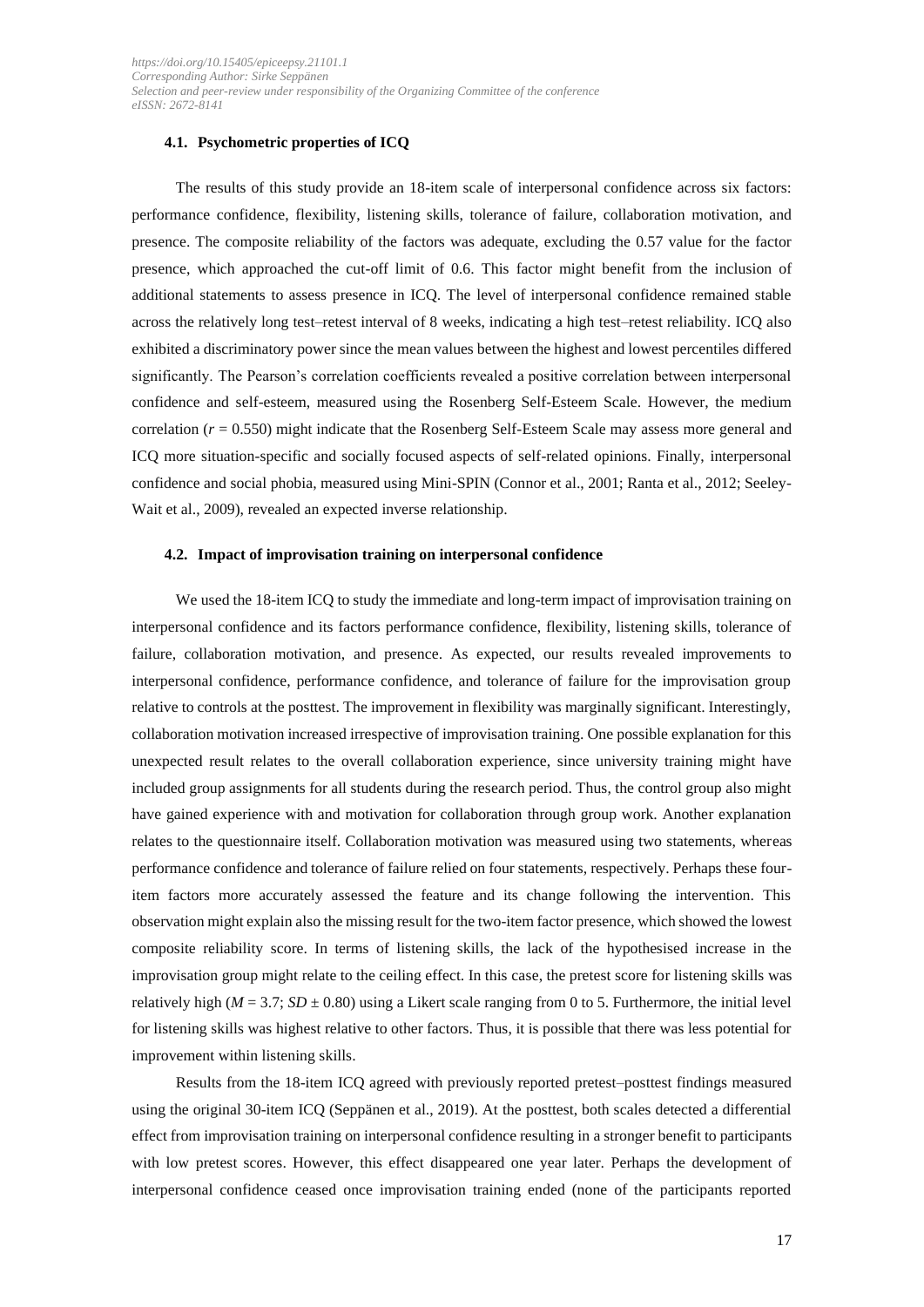### 4.1. Psychometric properties of ICQ

The results of this study provide an 18-item scale of interpersonal confidence across six factors: performance confidence, flexibility, listening skills, tolerance of failure, collaboration motivation, and presence. The composite reliability of the factors was adequate, excluding the 0.57 value for the factor presence, which approached the cut-off limit of 0.6. This factor might benefit from the inclusion of additional statements to assess presence in ICQ. The level of interpersonal confidence remained stable across the relatively long test–retest interval of 8 weeks, indicating a high test–retest reliability. ICQ also exhibited a discriminatory power since the mean values between the highest and lowest percentiles differed significantly. The Pearson's correlation coefficients revealed a positive correlation between interpersonal confidence and self-esteem, measured using the Rosenberg Self-Esteem Scale. However, the medium correlation ($r = 0.550$) might indicate that the Rosenberg Self-Esteem Scale may assess more general and ICQ more situation-specific and socially focused aspects of self-related opinions. Finally, interpersonal confidence and social phobia, measured using Mini-SPIN (Connor et al., 2001; Ranta et al., 2012; Seeley-Wait et al., 2009), revealed an expected inverse relationship.

### 4.2. Impact of improvisation training on interpersonal confidence

We used the 18-item ICQ to study the immediate and long-term impact of improvisation training on interpersonal confidence and its factors performance confidence, flexibility, listening skills, tolerance of failure, collaboration motivation, and presence. As expected, our results revealed improvements to interpersonal confidence, performance confidence, and tolerance of failure for the improvisation group relative to controls at the posttest. The improvement in flexibility was marginally significant. Interestingly, collaboration motivation increased irrespective of improvisation training. One possible explanation for this unexpected result relates to the overall collaboration experience, since university training might have included group assignments for all students during the research period. Thus, the control group also might have gained experience with and motivation for collaboration through group work. Another explanation relates to the questionnaire itself. Collaboration motivation was measured using two statements, whereas performance confidence and tolerance of failure relied on four statements, respectively. Perhaps these four-item factors more accurately assessed the feature and its change following the intervention. This observation might explain also the missing result for the two-item factor presence, which showed the lowest composite reliability score. In terms of listening skills, the lack of the hypothesised increase in the improvisation group might relate to the ceiling effect. In this case, the pretest score for listening skills was relatively high ($M = 3.7$; $SD \pm 0.80$) using a Likert scale ranging from 0 to 5. Furthermore, the initial level for listening skills was highest relative to other factors. Thus, it is possible that there was less potential for improvement within listening skills.

Results from the 18-item ICQ agreed with previously reported pretest–posttest findings measured using the original 30-item ICQ (Seppänen et al., 2019). At the posttest, both scales detected a differential effect from improvisation training on interpersonal confidence resulting in a stronger benefit to participants with low pretest scores. However, this effect disappeared one year later. Perhaps the development of interpersonal confidence ceased once improvisation training ended (none of the participants reported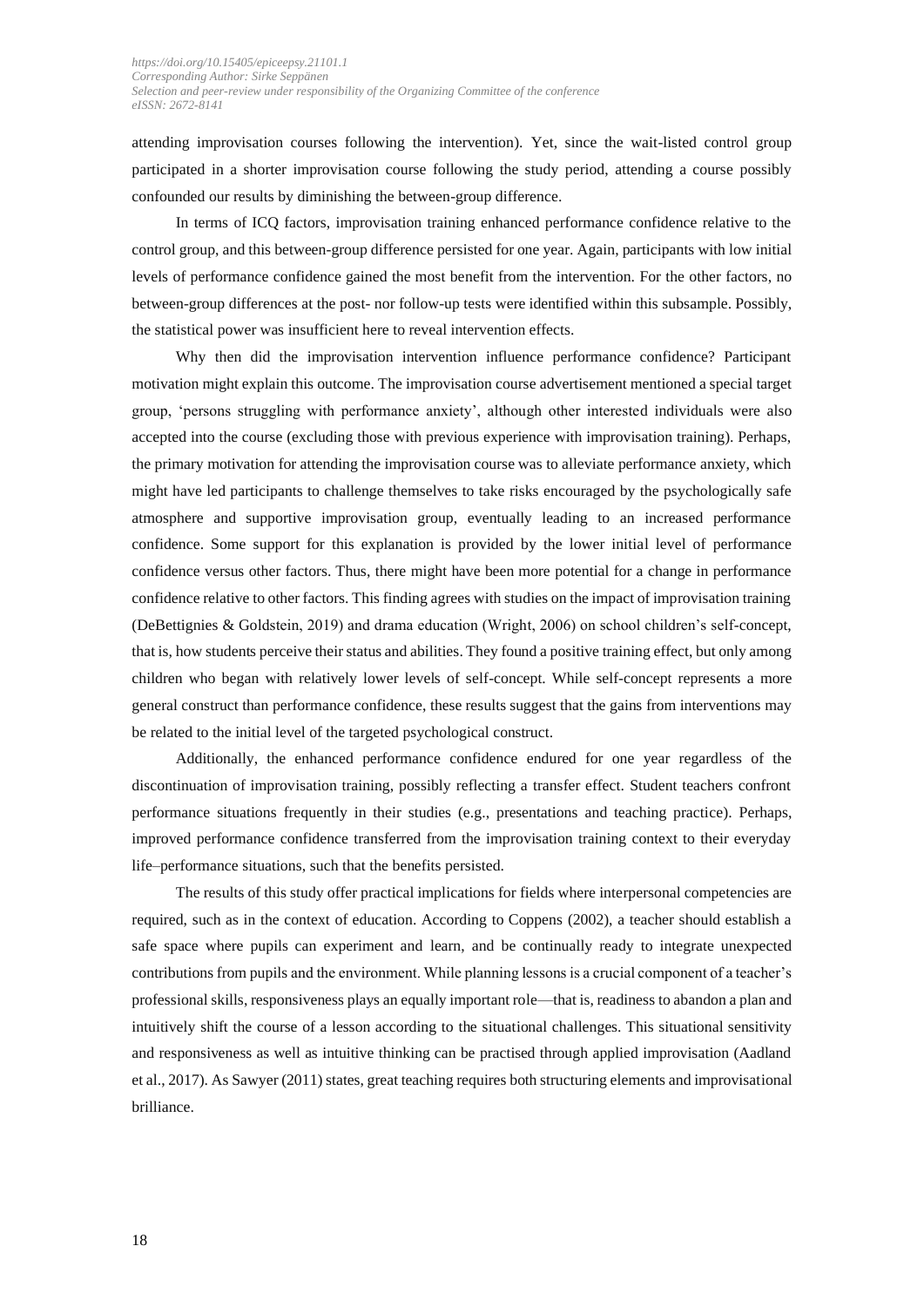attending improvisation courses following the intervention). Yet, since the wait-listed control group participated in a shorter improvisation course following the study period, attending a course possibly confounded our results by diminishing the between-group difference.

In terms of ICQ factors, improvisation training enhanced performance confidence relative to the control group, and this between-group difference persisted for one year. Again, participants with low initial levels of performance confidence gained the most benefit from the intervention. For the other factors, no between-group differences at the post- nor follow-up tests were identified within this subsample. Possibly, the statistical power was insufficient here to reveal intervention effects.

Why then did the improvisation intervention influence performance confidence? Participant motivation might explain this outcome. The improvisation course advertisement mentioned a special target group, 'persons struggling with performance anxiety', although other interested individuals were also accepted into the course (excluding those with previous experience with improvisation training). Perhaps, the primary motivation for attending the improvisation course was to alleviate performance anxiety, which might have led participants to challenge themselves to take risks encouraged by the psychologically safe atmosphere and supportive improvisation group, eventually leading to an increased performance confidence. Some support for this explanation is provided by the lower initial level of performance confidence versus other factors. Thus, there might have been more potential for a change in performance confidence relative to other factors. This finding agrees with studies on the impact of improvisation training (DeBettignies & Goldstein, 2019) and drama education (Wright, 2006) on school children's self-concept, that is, how students perceive their status and abilities. They found a positive training effect, but only among children who began with relatively lower levels of self-concept. While self-concept represents a more general construct than performance confidence, these results suggest that the gains from interventions may be related to the initial level of the targeted psychological construct.

Additionally, the enhanced performance confidence endured for one year regardless of the discontinuation of improvisation training, possibly reflecting a transfer effect. Student teachers confront performance situations frequently in their studies (e.g., presentations and teaching practice). Perhaps, improved performance confidence transferred from the improvisation training context to their everyday life–performance situations, such that the benefits persisted.

The results of this study offer practical implications for fields where interpersonal competencies are required, such as in the context of education. According to Coppens (2002), a teacher should establish a safe space where pupils can experiment and learn, and be continually ready to integrate unexpected contributions from pupils and the environment. While planning lessons is a crucial component of a teacher's professional skills, responsiveness plays an equally important role—that is, readiness to abandon a plan and intuitively shift the course of a lesson according to the situational challenges. This situational sensitivity and responsiveness as well as intuitive thinking can be practised through applied improvisation (Aadland et al., 2017). As Sawyer (2011) states, great teaching requires both structuring elements and improvisational brilliance.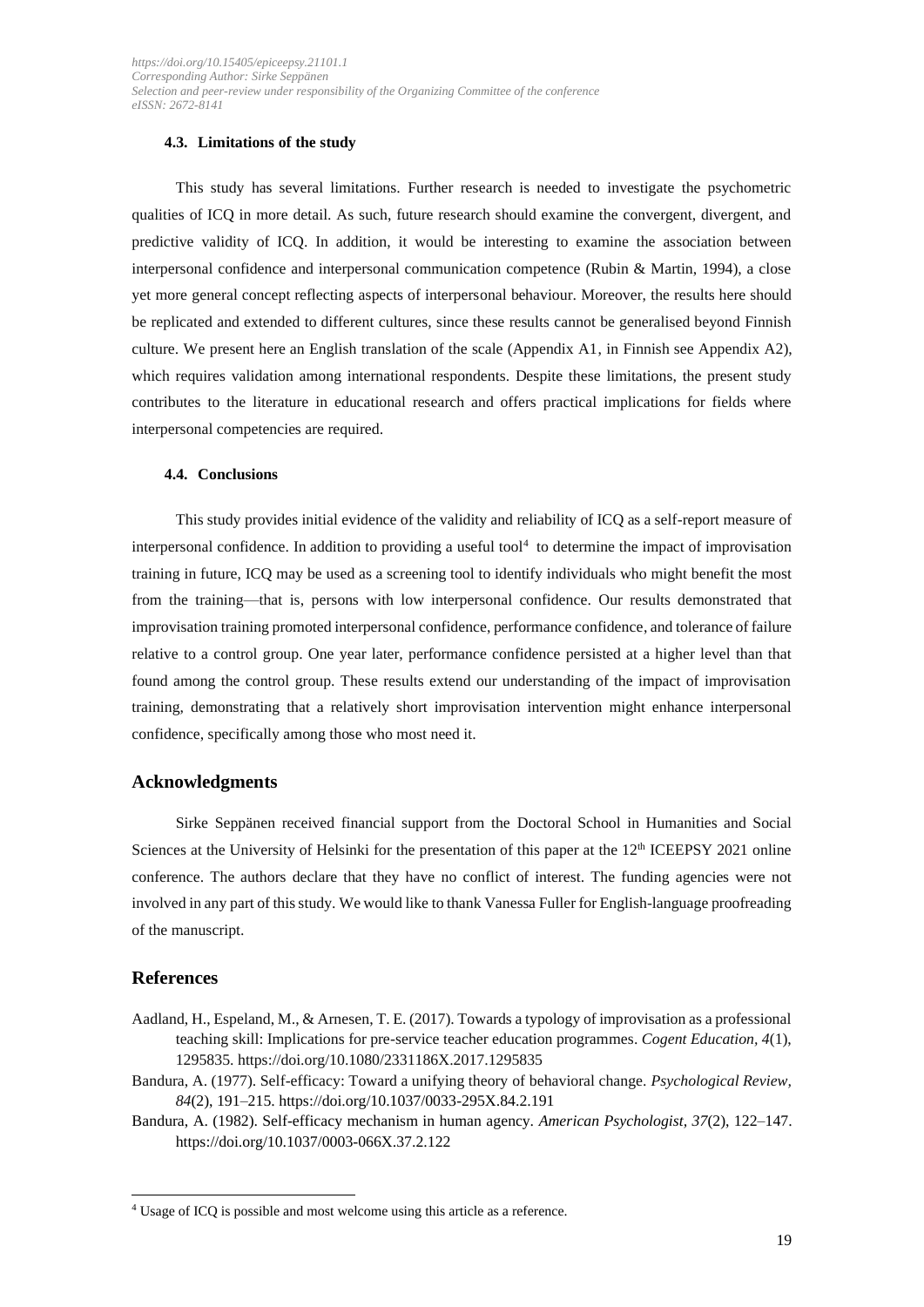#### 4.3. Limitations of the study

This study has several limitations. Further research is needed to investigate the psychometric qualities of ICQ in more detail. As such, future research should examine the convergent, divergent, and predictive validity of ICQ. In addition, it would be interesting to examine the association between interpersonal confidence and interpersonal communication competence (Rubin & Martin, 1994), a close yet more general concept reflecting aspects of interpersonal behaviour. Moreover, the results here should be replicated and extended to different cultures, since these results cannot be generalised beyond Finnish culture. We present here an English translation of the scale (Appendix A1, in Finnish see Appendix A2), which requires validation among international respondents. Despite these limitations, the present study contributes to the literature in educational research and offers practical implications for fields where interpersonal competencies are required.

#### 4.4. Conclusions

This study provides initial evidence of the validity and reliability of ICQ as a self-report measure of interpersonal confidence. In addition to providing a useful tool[4] to determine the impact of improvisation training in future, ICQ may be used as a screening tool to identify individuals who might benefit the most from the training—that is, persons with low interpersonal confidence. Our results demonstrated that improvisation training promoted interpersonal confidence, performance confidence, and tolerance of failure relative to a control group. One year later, performance confidence persisted at a higher level than that found among the control group. These results extend our understanding of the impact of improvisation training, demonstrating that a relatively short improvisation intervention might enhance interpersonal confidence, specifically among those who most need it.

## Acknowledgments

Sirke Seppänen received financial support from the Doctoral School in Humanities and Social Sciences at the University of Helsinki for the presentation of this paper at the 12th ICEEPSY 2021 online conference. The authors declare that they have no conflict of interest. The funding agencies were not involved in any part of this study. We would like to thank Vanessa Fuller for English-language proofreading of the manuscript.

## References

Aadland, H., Espeland, M., & Arnesen, T. E. (2017). Towards a typology of improvisation as a professional teaching skill: Implications for pre-service teacher education programmes. *Cogent Education, 4*(1), 1295835. https://doi.org/10.1080/2331186X.2017.1295835

Bandura, A. (1977). Self-efficacy: Toward a unifying theory of behavioral change. *Psychological Review, 84*(2), 191–215. https://doi.org/10.1037/0033-295X.84.2.191

Bandura, A. (1982). Self-efficacy mechanism in human agency. *American Psychologist, 37*(2), 122–147. https://doi.org/10.1037/0003-066X.37.2.122

[4] Usage of ICQ is possible and most welcome using this article as a reference.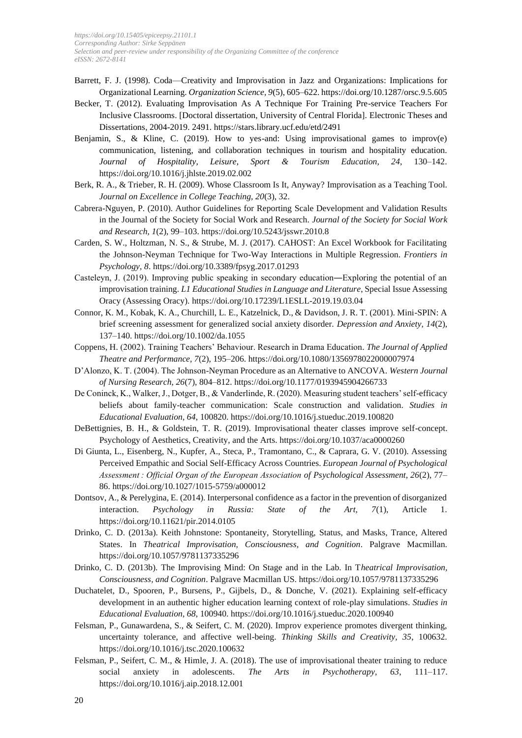Barrett, F. J. (1998). Coda—Creativity and Improvisation in Jazz and Organizations: Implications for Organizational Learning. *Organization Science*, *9*(5), 605–622. https://doi.org/10.1287/orsc.9.5.605

Becker, T. (2012). Evaluating Improvisation As A Technique For Training Pre-service Teachers For Inclusive Classrooms. [Doctoral dissertation, University of Central Florida]. Electronic Theses and Dissertations, 2004-2019. 2491. https://stars.library.ucf.edu/etd/2491

Benjamin, S., & Kline, C. (2019). How to yes-and: Using improvisational games to improv(e) communication, listening, and collaboration techniques in tourism and hospitality education. *Journal of Hospitality, Leisure, Sport & Tourism Education*, *24*, 130–142. https://doi.org/10.1016/j.jhlste.2019.02.002

Berk, R. A., & Trieber, R. H. (2009). Whose Classroom Is It, Anyway? Improvisation as a Teaching Tool. *Journal on Excellence in College Teaching, 20*(3), 32.

Cabrera-Nguyen, P. (2010). Author Guidelines for Reporting Scale Development and Validation Results in the Journal of the Society for Social Work and Research. *Journal of the Society for Social Work and Research, 1*(2), 99–103. https://doi.org/10.5243/jsswr.2010.8

Carden, S. W., Holtzman, N. S., & Strube, M. J. (2017). CAHOST: An Excel Workbook for Facilitating the Johnson-Neyman Technique for Two-Way Interactions in Multiple Regression. *Frontiers in Psychology, 8*. https://doi.org/10.3389/fpsyg.2017.01293

Casteleyn, J. (2019). Improving public speaking in secondary education—Exploring the potential of an improvisation training. *L1 Educational Studies in Language and Literature*, Special Issue Assessing Oracy (Assessing Oracy). https://doi.org/10.17239/L1ESLL-2019.19.03.04

Connor, K. M., Kobak, K. A., Churchill, L. E., Katzelnick, D., & Davidson, J. R. T. (2001). Mini-SPIN: A brief screening assessment for generalized social anxiety disorder. *Depression and Anxiety, 14*(2), 137–140. https://doi.org/10.1002/da.1055

Coppens, H. (2002). Training Teachers' Behaviour. Research in Drama Education. *The Journal of Applied Theatre and Performance, 7*(2), 195–206. https://doi.org/10.1080/1356978022000007974

D'Alonzo, K. T. (2004). The Johnson-Neyman Procedure as an Alternative to ANCOVA. *Western Journal of Nursing Research, 26*(7), 804–812. https://doi.org/10.1177/0193945904266733

De Coninck, K., Walker, J., Dotger, B., & Vanderlinde, R. (2020). Measuring student teachers' self-efficacy beliefs about family-teacher communication: Scale construction and validation. *Studies in Educational Evaluation, 64*, 100820. https://doi.org/10.1016/j.stueduc.2019.100820

DeBettignies, B. H., & Goldstein, T. R. (2019). Improvisational theater classes improve self-concept. Psychology of Aesthetics, Creativity, and the Arts. https://doi.org/10.1037/aca0000260

Di Giunta, L., Eisenberg, N., Kupfer, A., Steca, P., Tramontano, C., & Caprara, G. V. (2010). Assessing Perceived Empathic and Social Self-Efficacy Across Countries. *European Journal of Psychological Assessment : Official Organ of the European Association of Psychological Assessment, 26*(2), 77–86. https://doi.org/10.1027/1015-5759/a000012

Dontsov, A., & Perelygina, E. (2014). Interpersonal confidence as a factor in the prevention of disorganized interaction. *Psychology in Russia: State of the Art, 7*(1), Article 1. https://doi.org/10.11621/pir.2014.0105

Drinko, C. D. (2013a). Keith Johnstone: Spontaneity, Storytelling, Status, and Masks, Trance, Altered States. In *Theatrical Improvisation, Consciousness, and Cognition*. Palgrave Macmillan. https://doi.org/10.1057/9781137335296

Drinko, C. D. (2013b). The Improvising Mind: On Stage and in the Lab. In T*heatrical Improvisation, Consciousness, and Cognition*. Palgrave Macmillan US. https://doi.org/10.1057/9781137335296

Duchatelet, D., Spooren, P., Bursens, P., Gijbels, D., & Donche, V. (2021). Explaining self-efficacy development in an authentic higher education learning context of role-play simulations. *Studies in Educational Evaluation, 68*, 100940. https://doi.org/10.1016/j.stueduc.2020.100940

Felsman, P., Gunawardena, S., & Seifert, C. M. (2020). Improv experience promotes divergent thinking, uncertainty tolerance, and affective well-being. *Thinking Skills and Creativity, 35*, 100632. https://doi.org/10.1016/j.tsc.2020.100632

Felsman, P., Seifert, C. M., & Himle, J. A. (2018). The use of improvisational theater training to reduce social anxiety in adolescents. *The Arts in Psychotherapy, 63*, 111–117. https://doi.org/10.1016/j.aip.2018.12.001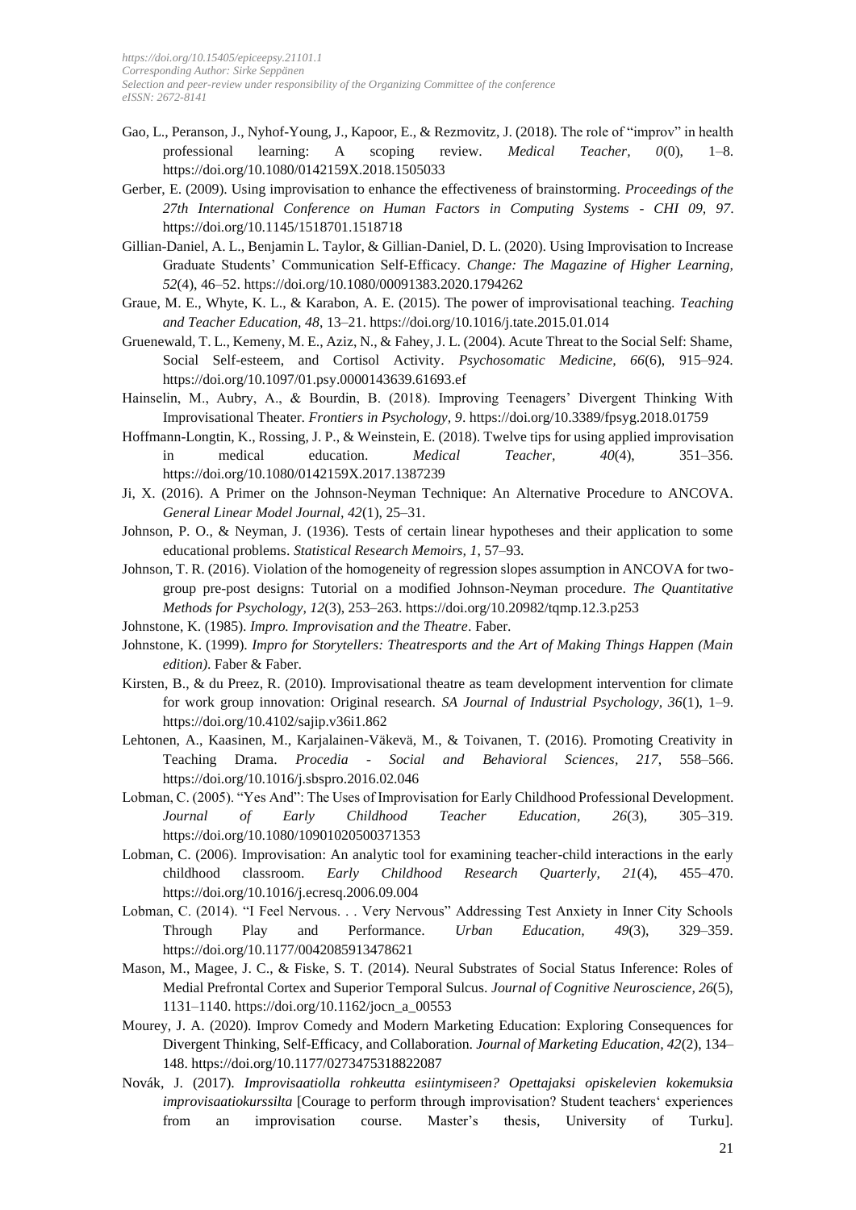Gao, L., Peranson, J., Nyhof-Young, J., Kapoor, E., & Rezmovitz, J. (2018). The role of "improv" in health professional learning: A scoping review. *Medical Teacher, 0*(0), 1–8. https://doi.org/10.1080/0142159X.2018.1505033

Gerber, E. (2009). Using improvisation to enhance the effectiveness of brainstorming. *Proceedings of the 27th International Conference on Human Factors in Computing Systems - CHI 09, 97*. https://doi.org/10.1145/1518701.1518718

Gillian-Daniel, A. L., Benjamin L. Taylor, & Gillian-Daniel, D. L. (2020). Using Improvisation to Increase Graduate Students' Communication Self-Efficacy. *Change: The Magazine of Higher Learning, 52*(4), 46–52. https://doi.org/10.1080/00091383.2020.1794262

Graue, M. E., Whyte, K. L., & Karabon, A. E. (2015). The power of improvisational teaching. *Teaching and Teacher Education, 48*, 13–21. https://doi.org/10.1016/j.tate.2015.01.014

Gruenewald, T. L., Kemeny, M. E., Aziz, N., & Fahey, J. L. (2004). Acute Threat to the Social Self: Shame, Social Self-esteem, and Cortisol Activity. *Psychosomatic Medicine, 66*(6), 915–924. https://doi.org/10.1097/01.psy.0000143639.61693.ef

Hainselin, M., Aubry, A., & Bourdin, B. (2018). Improving Teenagers' Divergent Thinking With Improvisational Theater. *Frontiers in Psychology, 9*. https://doi.org/10.3389/fpsyg.2018.01759

Hoffmann-Longtin, K., Rossing, J. P., & Weinstein, E. (2018). Twelve tips for using applied improvisation in medical education. *Medical Teacher, 40*(4), 351–356. https://doi.org/10.1080/0142159X.2017.1387239

Ji, X. (2016). A Primer on the Johnson-Neyman Technique: An Alternative Procedure to ANCOVA. *General Linear Model Journal, 42*(1), 25–31.

Johnson, P. O., & Neyman, J. (1936). Tests of certain linear hypotheses and their application to some educational problems. *Statistical Research Memoirs, 1*, 57–93.

Johnson, T. R. (2016). Violation of the homogeneity of regression slopes assumption in ANCOVA for two-group pre-post designs: Tutorial on a modified Johnson-Neyman procedure. *The Quantitative Methods for Psychology, 12*(3), 253–263. https://doi.org/10.20982/tqmp.12.3.p253

Johnstone, K. (1985). *Impro. Improvisation and the Theatre*. Faber.

Johnstone, K. (1999). *Impro for Storytellers: Theatresports and the Art of Making Things Happen (Main edition)*. Faber & Faber.

Kirsten, B., & du Preez, R. (2010). Improvisational theatre as team development intervention for climate for work group innovation: Original research. *SA Journal of Industrial Psychology, 36*(1), 1–9. https://doi.org/10.4102/sajip.v36i1.862

Lehtonen, A., Kaasinen, M., Karjalainen-Väkevä, M., & Toivanen, T. (2016). Promoting Creativity in Teaching Drama. *Procedia - Social and Behavioral Sciences, 217*, 558–566. https://doi.org/10.1016/j.sbspro.2016.02.046

Lobman, C. (2005). "Yes And": The Uses of Improvisation for Early Childhood Professional Development. *Journal of Early Childhood Teacher Education, 26*(3), 305–319. https://doi.org/10.1080/10901020500371353

Lobman, C. (2006). Improvisation: An analytic tool for examining teacher-child interactions in the early childhood classroom. *Early Childhood Research Quarterly, 21*(4), 455–470. https://doi.org/10.1016/j.ecresq.2006.09.004

Lobman, C. (2014). "I Feel Nervous. . . Very Nervous" Addressing Test Anxiety in Inner City Schools Through Play and Performance. *Urban Education, 49*(3), 329–359. https://doi.org/10.1177/0042085913478621

Mason, M., Magee, J. C., & Fiske, S. T. (2014). Neural Substrates of Social Status Inference: Roles of Medial Prefrontal Cortex and Superior Temporal Sulcus. *Journal of Cognitive Neuroscience, 26*(5), 1131–1140. https://doi.org/10.1162/jocn_a_00553

Mourey, J. A. (2020). Improv Comedy and Modern Marketing Education: Exploring Consequences for Divergent Thinking, Self-Efficacy, and Collaboration. *Journal of Marketing Education, 42*(2), 134–148. https://doi.org/10.1177/0273475318822087

Novák, J. (2017). *Improvisaatiolla rohkeutta esiintymiseen? Opettajaksi opiskelevien kokemuksia improvisaatiokurssilta* [Courage to perform through improvisation? Student teachers' experiences from an improvisation course. Master's thesis, University of Turku].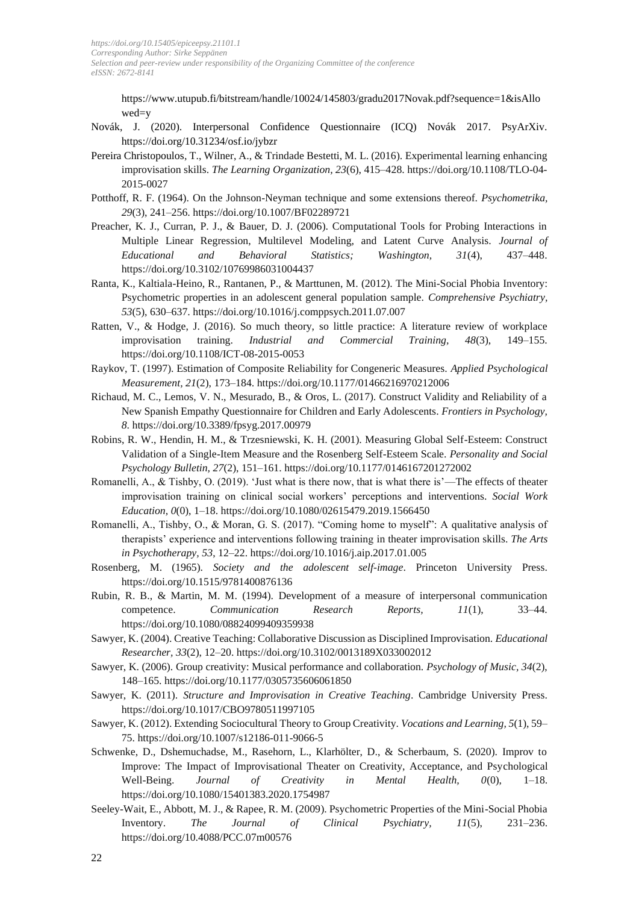https://www.utupub.fi/bitstream/handle/10024/145803/gradu2017Novak.pdf?sequence=1&isAllowed=y

Novák, J. (2020). Interpersonal Confidence Questionnaire (ICQ) Novák 2017. PsyArXiv. https://doi.org/10.31234/osf.io/jybzr

Pereira Christopoulos, T., Wilner, A., & Trindade Bestetti, M. L. (2016). Experimental learning enhancing improvisation skills. *The Learning Organization, 23*(6), 415–428. https://doi.org/10.1108/TLO-04-2015-0027

Potthoff, R. F. (1964). On the Johnson-Neyman technique and some extensions thereof. *Psychometrika, 29*(3), 241–256. https://doi.org/10.1007/BF02289721

Preacher, K. J., Curran, P. J., & Bauer, D. J. (2006). Computational Tools for Probing Interactions in Multiple Linear Regression, Multilevel Modeling, and Latent Curve Analysis. *Journal of Educational and Behavioral Statistics; Washington, 31*(4), 437–448. https://doi.org/10.3102/10769986031004437

Ranta, K., Kaltiala-Heino, R., Rantanen, P., & Marttunen, M. (2012). The Mini-Social Phobia Inventory: Psychometric properties in an adolescent general population sample. *Comprehensive Psychiatry, 53*(5), 630–637. https://doi.org/10.1016/j.comppsych.2011.07.007

Ratten, V., & Hodge, J. (2016). So much theory, so little practice: A literature review of workplace improvisation training. *Industrial and Commercial Training, 48*(3), 149–155. https://doi.org/10.1108/ICT-08-2015-0053

Raykov, T. (1997). Estimation of Composite Reliability for Congeneric Measures. *Applied Psychological Measurement, 21*(2), 173–184. https://doi.org/10.1177/01466216970212006

Richaud, M. C., Lemos, V. N., Mesurado, B., & Oros, L. (2017). Construct Validity and Reliability of a New Spanish Empathy Questionnaire for Children and Early Adolescents. *Frontiers in Psychology, 8*. https://doi.org/10.3389/fpsyg.2017.00979

Robins, R. W., Hendin, H. M., & Trzesniewski, K. H. (2001). Measuring Global Self-Esteem: Construct Validation of a Single-Item Measure and the Rosenberg Self-Esteem Scale. *Personality and Social Psychology Bulletin, 27*(2), 151–161. https://doi.org/10.1177/0146167201272002

Romanelli, A., & Tishby, O. (2019). 'Just what is there now, that is what there is'—The effects of theater improvisation training on clinical social workers' perceptions and interventions. *Social Work Education, 0*(0), 1–18. https://doi.org/10.1080/02615479.2019.1566450

Romanelli, A., Tishby, O., & Moran, G. S. (2017). "Coming home to myself": A qualitative analysis of therapists' experience and interventions following training in theater improvisation skills. *The Arts in Psychotherapy, 53*, 12–22. https://doi.org/10.1016/j.aip.2017.01.005

Rosenberg, M. (1965). *Society and the adolescent self-image*. Princeton University Press. https://doi.org/10.1515/9781400876136

Rubin, R. B., & Martin, M. M. (1994). Development of a measure of interpersonal communication competence. *Communication Research Reports, 11*(1), 33–44. https://doi.org/10.1080/08824099409359938

Sawyer, K. (2004). Creative Teaching: Collaborative Discussion as Disciplined Improvisation. *Educational Researcher, 33*(2), 12–20. https://doi.org/10.3102/0013189X033002012

Sawyer, K. (2006). Group creativity: Musical performance and collaboration. *Psychology of Music, 34*(2), 148–165. https://doi.org/10.1177/0305735606061850

Sawyer, K. (2011). *Structure and Improvisation in Creative Teaching*. Cambridge University Press. https://doi.org/10.1017/CBO9780511997105

Sawyer, K. (2012). Extending Sociocultural Theory to Group Creativity. *Vocations and Learning, 5*(1), 59–75. https://doi.org/10.1007/s12186-011-9066-5

Schwenke, D., Dshemuchadse, M., Rasehorn, L., Klarhölter, D., & Scherbaum, S. (2020). Improv to Improve: The Impact of Improvisational Theater on Creativity, Acceptance, and Psychological Well-Being. *Journal of Creativity in Mental Health, 0*(0), 1–18. https://doi.org/10.1080/15401383.2020.1754987

Seeley-Wait, E., Abbott, M. J., & Rapee, R. M. (2009). Psychometric Properties of the Mini-Social Phobia Inventory. *The Journal of Clinical Psychiatry, 11*(5), 231–236. https://doi.org/10.4088/PCC.07m00576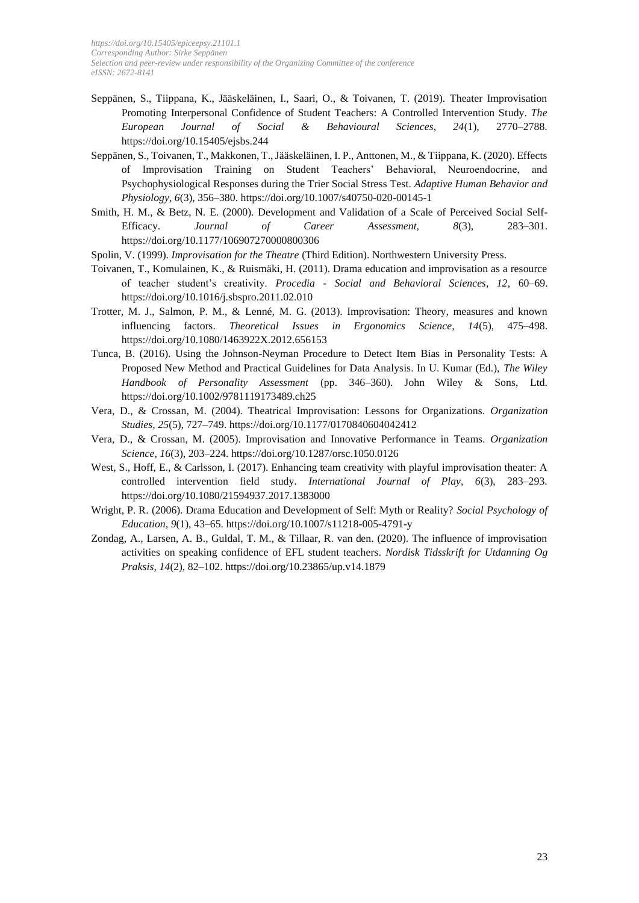Seppänen, S., Tiippana, K., Jääskeläinen, I., Saari, O., & Toivanen, T. (2019). Theater Improvisation Promoting Interpersonal Confidence of Student Teachers: A Controlled Intervention Study. *The European Journal of Social & Behavioural Sciences, 24*(1), 2770–2788. https://doi.org/10.15405/ejsbs.244

Seppänen, S., Toivanen, T., Makkonen, T., Jääskeläinen, I. P., Anttonen, M., & Tiippana, K. (2020). Effects of Improvisation Training on Student Teachers' Behavioral, Neuroendocrine, and Psychophysiological Responses during the Trier Social Stress Test. *Adaptive Human Behavior and Physiology, 6*(3), 356–380. https://doi.org/10.1007/s40750-020-00145-1

Smith, H. M., & Betz, N. E. (2000). Development and Validation of a Scale of Perceived Social Self-Efficacy. *Journal of Career Assessment, 8*(3), 283–301. https://doi.org/10.1177/106907270000800306

Spolin, V. (1999). *Improvisation for the Theatre* (Third Edition). Northwestern University Press.

Toivanen, T., Komulainen, K., & Ruismäki, H. (2011). Drama education and improvisation as a resource of teacher student's creativity. *Procedia - Social and Behavioral Sciences, 12*, 60–69. https://doi.org/10.1016/j.sbspro.2011.02.010

Trotter, M. J., Salmon, P. M., & Lenné, M. G. (2013). Improvisation: Theory, measures and known influencing factors. *Theoretical Issues in Ergonomics Science, 14*(5), 475–498. https://doi.org/10.1080/1463922X.2012.656153

Tunca, B. (2016). Using the Johnson-Neyman Procedure to Detect Item Bias in Personality Tests: A Proposed New Method and Practical Guidelines for Data Analysis. In U. Kumar (Ed.), *The Wiley Handbook of Personality Assessment* (pp. 346–360). John Wiley & Sons, Ltd. https://doi.org/10.1002/9781119173489.ch25

Vera, D., & Crossan, M. (2004). Theatrical Improvisation: Lessons for Organizations. *Organization Studies, 25*(5), 727–749. https://doi.org/10.1177/0170840604042412

Vera, D., & Crossan, M. (2005). Improvisation and Innovative Performance in Teams. *Organization Science, 16*(3), 203–224. https://doi.org/10.1287/orsc.1050.0126

West, S., Hoff, E., & Carlsson, I. (2017). Enhancing team creativity with playful improvisation theater: A controlled intervention field study. *International Journal of Play, 6*(3), 283–293. https://doi.org/10.1080/21594937.2017.1383000

Wright, P. R. (2006). Drama Education and Development of Self: Myth or Reality? *Social Psychology of Education, 9*(1), 43–65. https://doi.org/10.1007/s11218-005-4791-y

Zondag, A., Larsen, A. B., Guldal, T. M., & Tillaar, R. van den. (2020). The influence of improvisation activities on speaking confidence of EFL student teachers. *Nordisk Tidsskrift for Utdanning Og Praksis, 14*(2), 82–102. https://doi.org/10.23865/up.v14.1879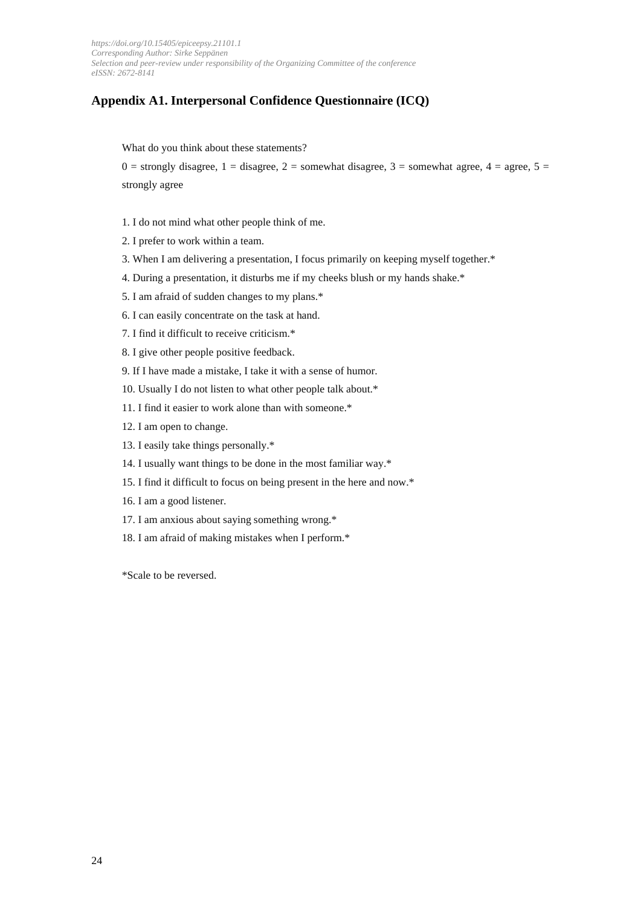## Appendix A1. Interpersonal Confidence Questionnaire (ICQ)

What do you think about these statements?

0 = strongly disagree, 1 = disagree, 2 = somewhat disagree, 3 = somewhat agree, 4 = agree, 5 = strongly agree

1. I do not mind what other people think of me.
2. I prefer to work within a team.
3. When I am delivering a presentation, I focus primarily on keeping myself together.*
4. During a presentation, it disturbs me if my cheeks blush or my hands shake.*
5. I am afraid of sudden changes to my plans.*
6. I can easily concentrate on the task at hand.
7. I find it difficult to receive criticism.*
8. I give other people positive feedback.
9. If I have made a mistake, I take it with a sense of humor.
10. Usually I do not listen to what other people talk about.*
11. I find it easier to work alone than with someone.*
12. I am open to change.
13. I easily take things personally.*
14. I usually want things to be done in the most familiar way.*
15. I find it difficult to focus on being present in the here and now.*
16. I am a good listener.
17. I am anxious about saying something wrong.*
18. I am afraid of making mistakes when I perform.*

*Scale to be reversed.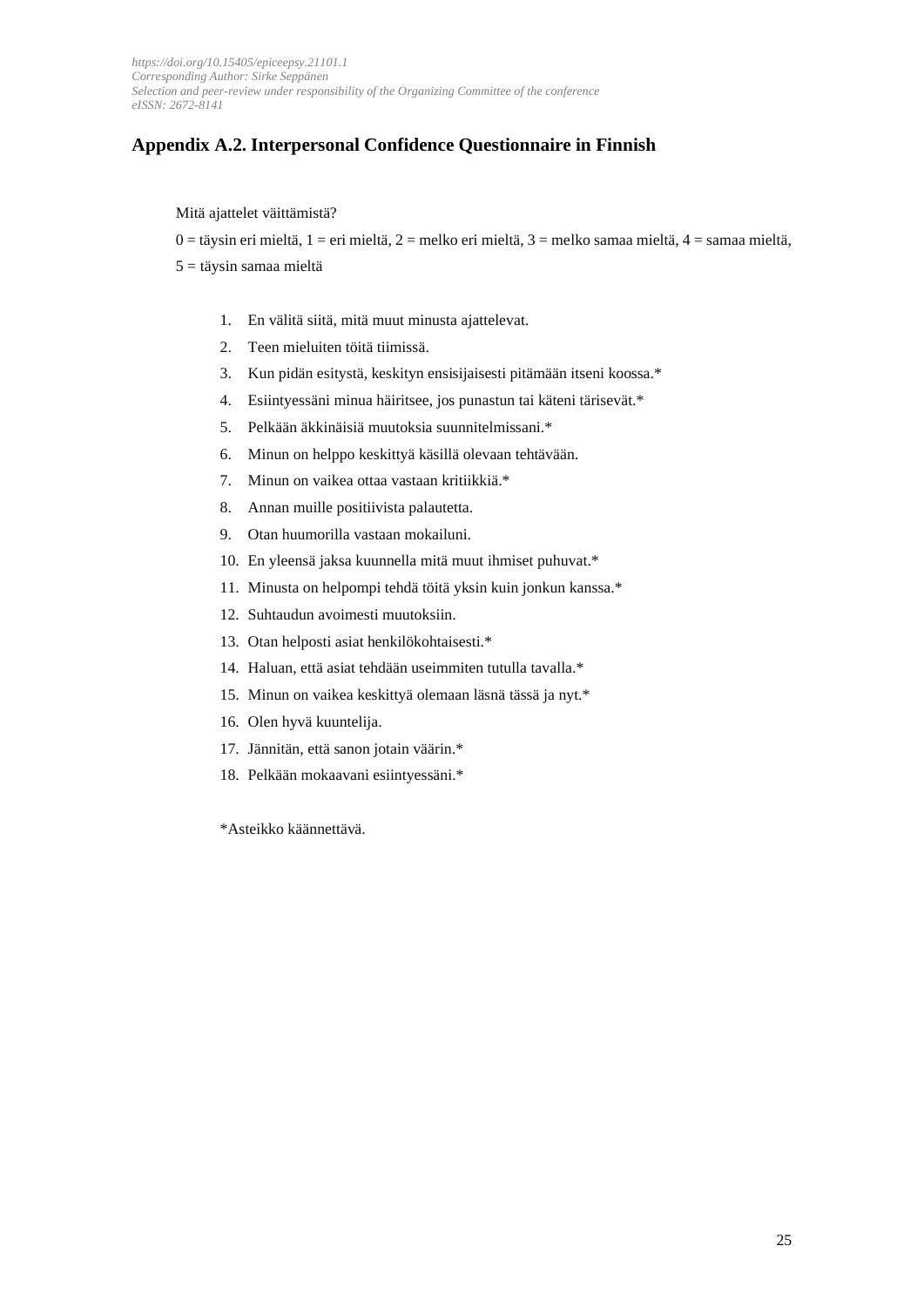## Appendix A.2. Interpersonal Confidence Questionnaire in Finnish

Mitä ajattelet väittämistä?

0 = täysin eri mieltä, 1 = eri mieltä, 2 = melko eri mieltä, 3 = melko samaa mieltä, 4 = samaa mieltä, 5 = täysin samaa mieltä

1. En välitä siitä, mitä muut minusta ajattelevat.
2. Teen mieluiten töitä tiimissä.
3. Kun pidän esitystä, keskityn ensisijaisesti pitämään itseni koossa.*
4. Esiintyessäni minua häiritsee, jos punastun tai käteni tärisevät.*
5. Pelkään äkkinäisiä muutoksia suunnitelmissani.*
6. Minun on helppo keskittyä käsillä olevaan tehtävään.
7. Minun on vaikea ottaa vastaan kritiikkiä.*
8. Annan muille positiivista palautetta.
9. Otan huumorilla vastaan mokailuni.
10. En yleensä jaksa kuunnella mitä muut ihmiset puhuvat.*
11. Minusta on helpompi tehdä töitä yksin kuin jonkun kanssa.*
12. Suhtaudun avoimesti muutoksiin.
13. Otan helposti asiat henkilökohtaisesti.*
14. Haluan, että asiat tehdään useimmiten tutulla tavalla.*
15. Minun on vaikea keskittyä olemaan läsnä tässä ja nyt.*
16. Olen hyvä kuuntelija.
17. Jännitän, että sanon jotain väärin.*
18. Pelkään mokaavani esiintyessäni.*

*Asteikko käännettävä.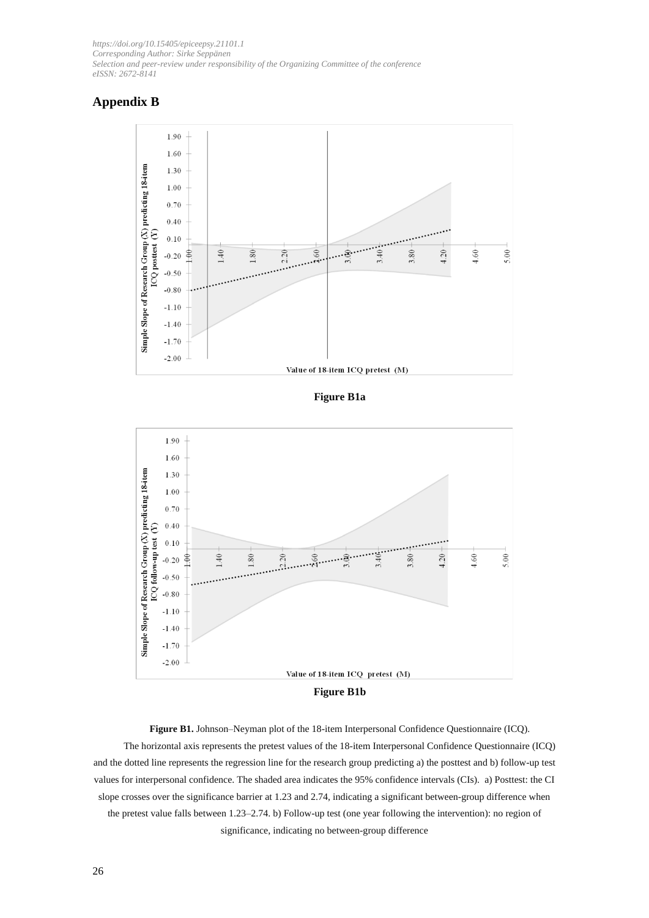## Appendix B

Figure B1a

Figure B1b

**Figure B1.** Johnson–Neyman plot of the 18-item Interpersonal Confidence Questionnaire (ICQ).

The horizontal axis represents the pretest values of the 18-item Interpersonal Confidence Questionnaire (ICQ) and the dotted line represents the regression line for the research group predicting a) the posttest and b) follow-up test values for interpersonal confidence. The shaded area indicates the 95% confidence intervals (CIs). a) Posttest: the CI slope crosses over the significance barrier at 1.23 and 2.74, indicating a significant between-group difference when the pretest value falls between 1.23–2.74. b) Follow-up test (one year following the intervention): no region of significance, indicating no between-group difference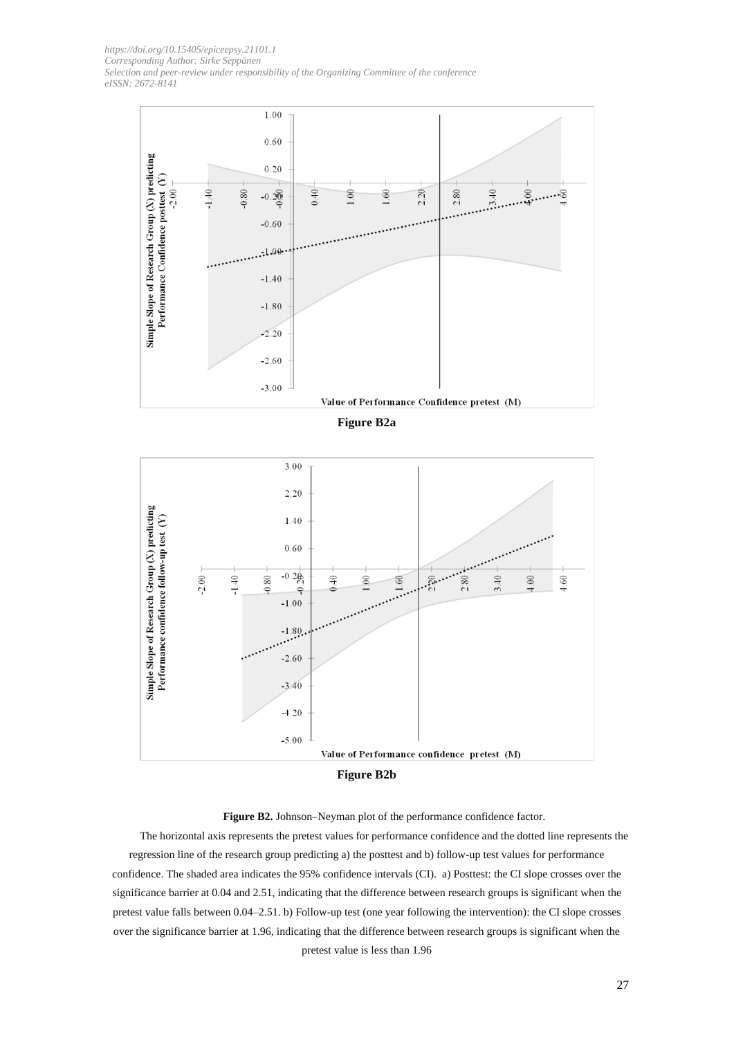Simple Slope of Research Group (X) predicting Performance Confidence posttest (Y)

1.00
0.60
0.20
-0.20
-0.60
-1.00
-1.40
-1.80
-2.20
-2.60
-3.00

-2.00 -1.40 -0.80 -0.20 0.40 1.00 1.60 2.20 2.80 3.40 4.00 4.60

Value of Performance Confidence pretest (M)

**Figure B2a**

Simple Slope of Research Group (X) predicting Performance confidence follow-up test (Y)

3.00
2.20
1.40
0.60
-0.20
-1.00
-1.80
-2.60
-3.40
-4.20
-5.00

-2.00 -1.40 -0.80 -0.20 0.40 1.00 1.60 2.20 2.80 3.40 4.00 4.60

Value of Performance confidence pretest (M)

**Figure B2b**

**Figure B2.** Johnson–Neyman plot of the performance confidence factor.

The horizontal axis represents the pretest values for performance confidence and the dotted line represents the regression line of the research group predicting a) the posttest and b) follow-up test values for performance confidence. The shaded area indicates the 95% confidence intervals (CI). a) Posttest: the CI slope crosses over the significance barrier at 0.04 and 2.51, indicating that the difference between research groups is significant when the pretest value falls between 0.04–2.51. b) Follow-up test (one year following the intervention): the CI slope crosses over the significance barrier at 1.96, indicating that the difference between research groups is significant when the pretest value is less than 1.96